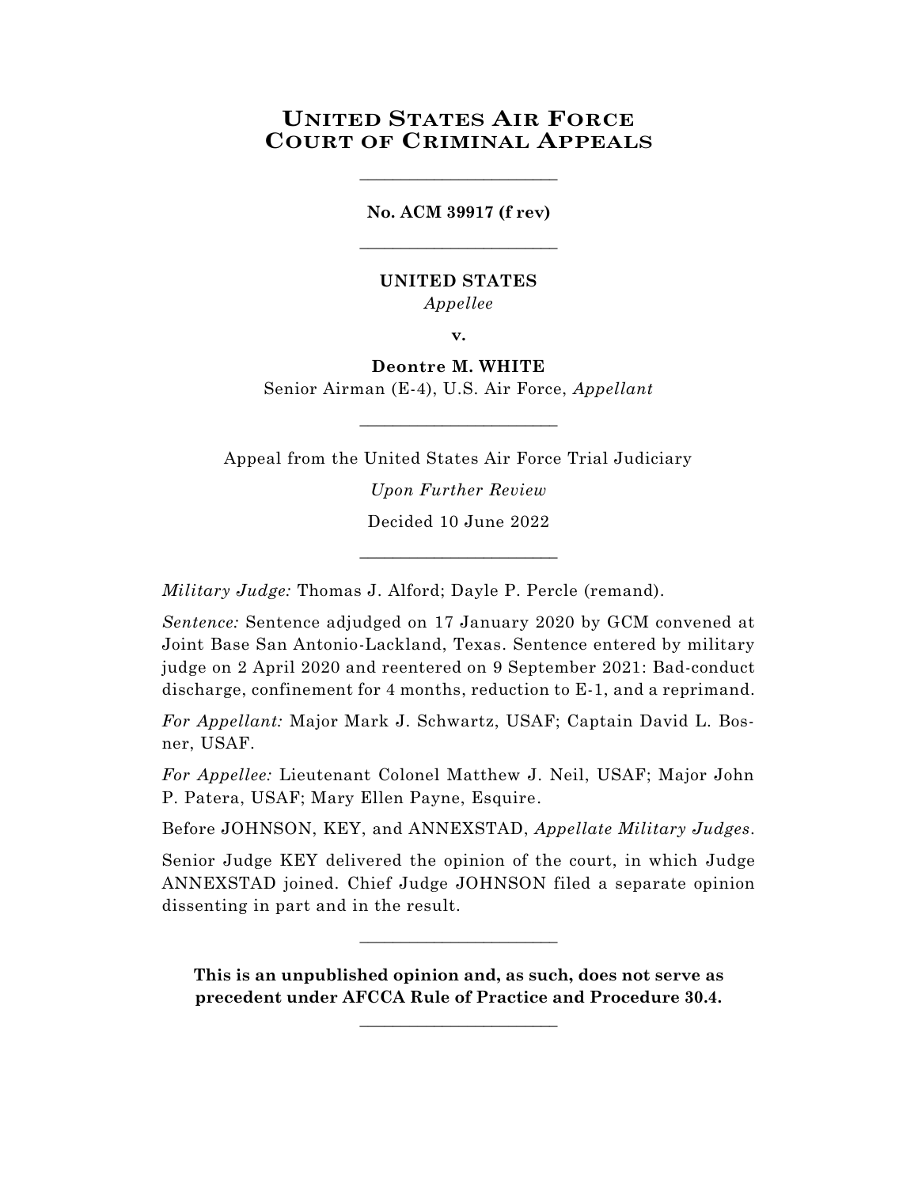# United States Air Force Court of Criminal Appeals

---

**No. ACM 39917 (f rev)**

---

**UNITED STATES**
*Appellee*

**v.**

**Deontre M. WHITE**
Senior Airman (E-4), U.S. Air Force, *Appellant*

---

Appeal from the United States Air Force Trial Judiciary

*Upon Further Review*

Decided 10 June 2022

---

*Military Judge:* Thomas J. Alford; Dayle P. Percle (remand).

*Sentence:* Sentence adjudged on 17 January 2020 by GCM convened at Joint Base San Antonio-Lackland, Texas. Sentence entered by military judge on 2 April 2020 and reentered on 9 September 2021: Bad-conduct discharge, confinement for 4 months, reduction to E-1, and a reprimand.

*For Appellant:* Major Mark J. Schwartz, USAF; Captain David L. Bosner, USAF.

*For Appellee:* Lieutenant Colonel Matthew J. Neil, USAF; Major John P. Patera, USAF; Mary Ellen Payne, Esquire.

Before JOHNSON, KEY, and ANNEXSTAD, *Appellate Military Judges*.

Senior Judge KEY delivered the opinion of the court, in which Judge ANNEXSTAD joined. Chief Judge JOHNSON filed a separate opinion dissenting in part and in the result.

---

**This is an unpublished opinion and, as such, does not serve as precedent under AFCCA Rule of Practice and Procedure 30.4.**

---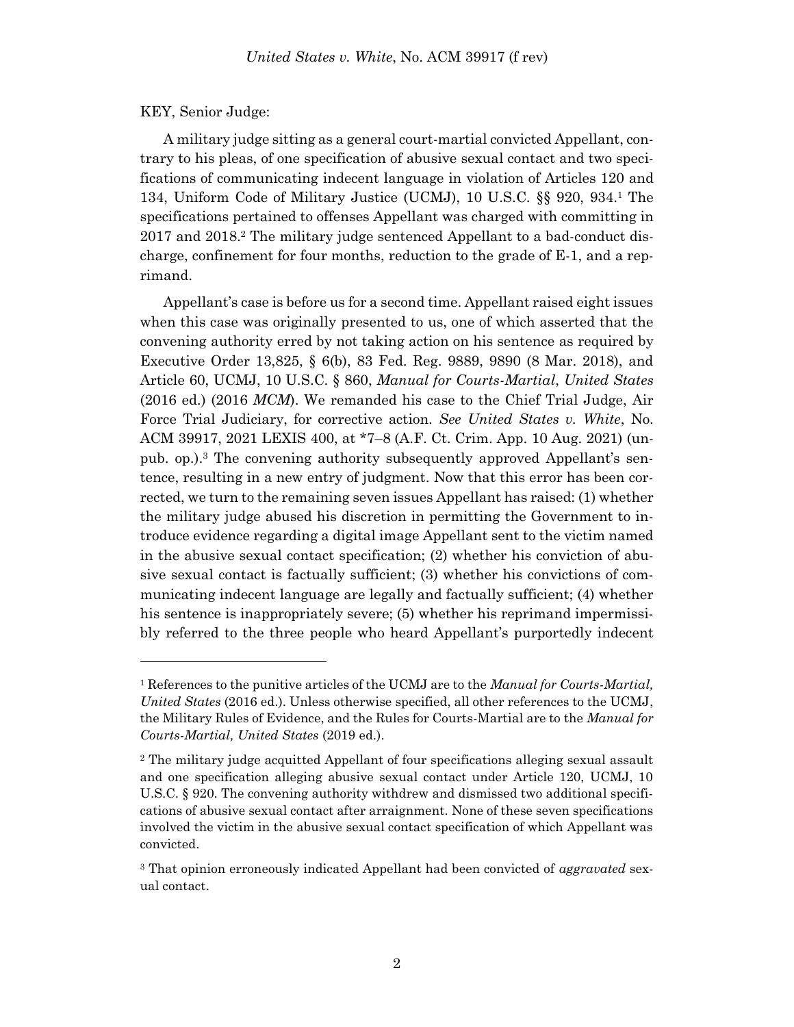KEY, Senior Judge:

A military judge sitting as a general court-martial convicted Appellant, contrary to his pleas, of one specification of abusive sexual contact and two specifications of communicating indecent language in violation of Articles 120 and 134, Uniform Code of Military Justice (UCMJ), 10 U.S.C. §§ 920, 934.[1] The specifications pertained to offenses Appellant was charged with committing in 2017 and 2018.[2] The military judge sentenced Appellant to a bad-conduct discharge, confinement for four months, reduction to the grade of E-1, and a reprimand.

Appellant's case is before us for a second time. Appellant raised eight issues when this case was originally presented to us, one of which asserted that the convening authority erred by not taking action on his sentence as required by Executive Order 13,825, § 6(b), 83 Fed. Reg. 9889, 9890 (8 Mar. 2018), and Article 60, UCMJ, 10 U.S.C. § 860, *Manual for Courts-Martial*, *United States* (2016 ed.) (2016 *MCM*). We remanded his case to the Chief Trial Judge, Air Force Trial Judiciary, for corrective action. *See United States v. White*, No. ACM 39917, 2021 LEXIS 400, at *7–8 (A.F. Ct. Crim. App. 10 Aug. 2021) (unpub. op.).[3] The convening authority subsequently approved Appellant's sentence, resulting in a new entry of judgment. Now that this error has been corrected, we turn to the remaining seven issues Appellant has raised: (1) whether the military judge abused his discretion in permitting the Government to introduce evidence regarding a digital image Appellant sent to the victim named in the abusive sexual contact specification; (2) whether his conviction of abusive sexual contact is factually sufficient; (3) whether his convictions of communicating indecent language are legally and factually sufficient; (4) whether his sentence is inappropriately severe; (5) whether his reprimand impermissibly referred to the three people who heard Appellant's purportedly indecent

---

[1] References to the punitive articles of the UCMJ are to the *Manual for Courts-Martial, United States* (2016 ed.). Unless otherwise specified, all other references to the UCMJ, the Military Rules of Evidence, and the Rules for Courts-Martial are to the *Manual for Courts-Martial, United States* (2019 ed.).

[2] The military judge acquitted Appellant of four specifications alleging sexual assault and one specification alleging abusive sexual contact under Article 120, UCMJ, 10 U.S.C. § 920. The convening authority withdrew and dismissed two additional specifications of abusive sexual contact after arraignment. None of these seven specifications involved the victim in the abusive sexual contact specification of which Appellant was convicted.

[3] That opinion erroneously indicated Appellant had been convicted of *aggravated* sexual contact.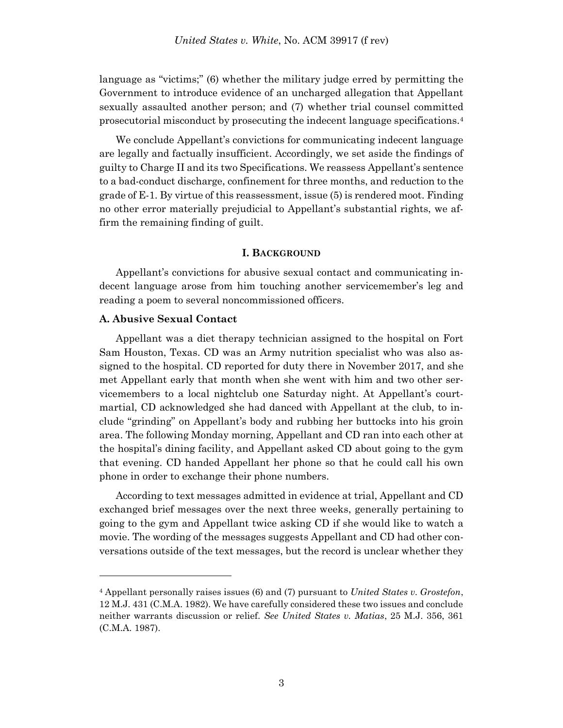language as "victims;" (6) whether the military judge erred by permitting the Government to introduce evidence of an uncharged allegation that Appellant sexually assaulted another person; and (7) whether trial counsel committed prosecutorial misconduct by prosecuting the indecent language specifications.[4]

We conclude Appellant's convictions for communicating indecent language are legally and factually insufficient. Accordingly, we set aside the findings of guilty to Charge II and its two Specifications. We reassess Appellant's sentence to a bad-conduct discharge, confinement for three months, and reduction to the grade of E-1. By virtue of this reassessment, issue (5) is rendered moot. Finding no other error materially prejudicial to Appellant's substantial rights, we affirm the remaining finding of guilt.

## I. BACKGROUND

Appellant's convictions for abusive sexual contact and communicating indecent language arose from him touching another servicemember's leg and reading a poem to several noncommissioned officers.

### A. Abusive Sexual Contact

Appellant was a diet therapy technician assigned to the hospital on Fort Sam Houston, Texas. CD was an Army nutrition specialist who was also assigned to the hospital. CD reported for duty there in November 2017, and she met Appellant early that month when she went with him and two other servicemembers to a local nightclub one Saturday night. At Appellant's court-martial, CD acknowledged she had danced with Appellant at the club, to include "grinding" on Appellant's body and rubbing her buttocks into his groin area. The following Monday morning, Appellant and CD ran into each other at the hospital's dining facility, and Appellant asked CD about going to the gym that evening. CD handed Appellant her phone so that he could call his own phone in order to exchange their phone numbers.

According to text messages admitted in evidence at trial, Appellant and CD exchanged brief messages over the next three weeks, generally pertaining to going to the gym and Appellant twice asking CD if she would like to watch a movie. The wording of the messages suggests Appellant and CD had other conversations outside of the text messages, but the record is unclear whether they

[4] Appellant personally raises issues (6) and (7) pursuant to *United States v. Grostefon*, 12 M.J. 431 (C.M.A. 1982). We have carefully considered these two issues and conclude neither warrants discussion or relief. *See United States v. Matias*, 25 M.J. 356, 361 (C.M.A. 1987).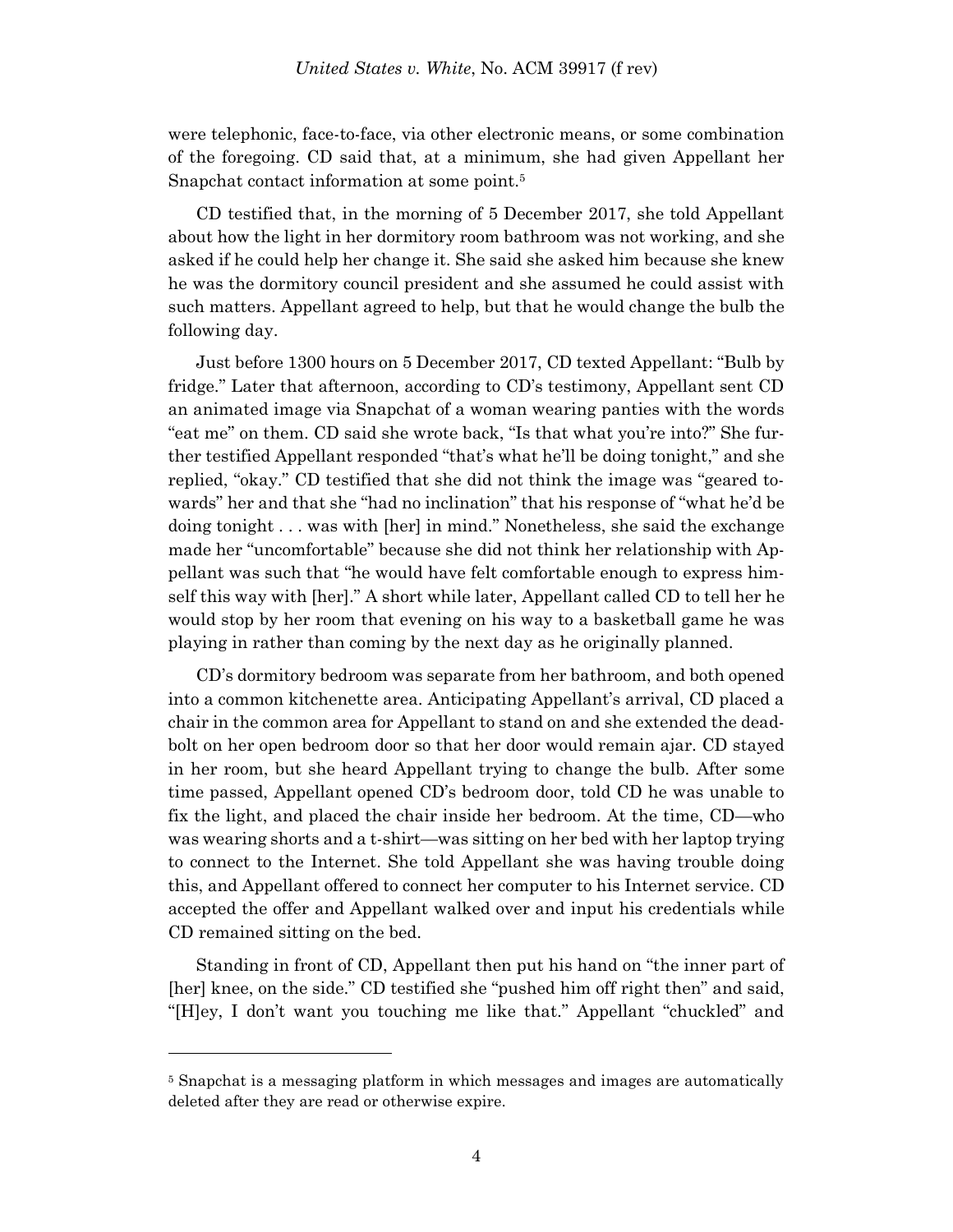were telephonic, face-to-face, via other electronic means, or some combination of the foregoing. CD said that, at a minimum, she had given Appellant her Snapchat contact information at some point.[5]

CD testified that, in the morning of 5 December 2017, she told Appellant about how the light in her dormitory room bathroom was not working, and she asked if he could help her change it. She said she asked him because she knew he was the dormitory council president and she assumed he could assist with such matters. Appellant agreed to help, but that he would change the bulb the following day.

Just before 1300 hours on 5 December 2017, CD texted Appellant: "Bulb by fridge." Later that afternoon, according to CD's testimony, Appellant sent CD an animated image via Snapchat of a woman wearing panties with the words "eat me" on them. CD said she wrote back, "Is that what you're into?" She further testified Appellant responded "that's what he'll be doing tonight," and she replied, "okay." CD testified that she did not think the image was "geared towards" her and that she "had no inclination" that his response of "what he'd be doing tonight . . . was with [her] in mind." Nonetheless, she said the exchange made her "uncomfortable" because she did not think her relationship with Appellant was such that "he would have felt comfortable enough to express himself this way with [her]." A short while later, Appellant called CD to tell her he would stop by her room that evening on his way to a basketball game he was playing in rather than coming by the next day as he originally planned.

CD's dormitory bedroom was separate from her bathroom, and both opened into a common kitchenette area. Anticipating Appellant's arrival, CD placed a chair in the common area for Appellant to stand on and she extended the deadbolt on her open bedroom door so that her door would remain ajar. CD stayed in her room, but she heard Appellant trying to change the bulb. After some time passed, Appellant opened CD's bedroom door, told CD he was unable to fix the light, and placed the chair inside her bedroom. At the time, CD—who was wearing shorts and a t-shirt—was sitting on her bed with her laptop trying to connect to the Internet. She told Appellant she was having trouble doing this, and Appellant offered to connect her computer to his Internet service. CD accepted the offer and Appellant walked over and input his credentials while CD remained sitting on the bed.

Standing in front of CD, Appellant then put his hand on "the inner part of [her] knee, on the side." CD testified she "pushed him off right then" and said, "[H]ey, I don't want you touching me like that." Appellant "chuckled" and

---

[5] Snapchat is a messaging platform in which messages and images are automatically deleted after they are read or otherwise expire.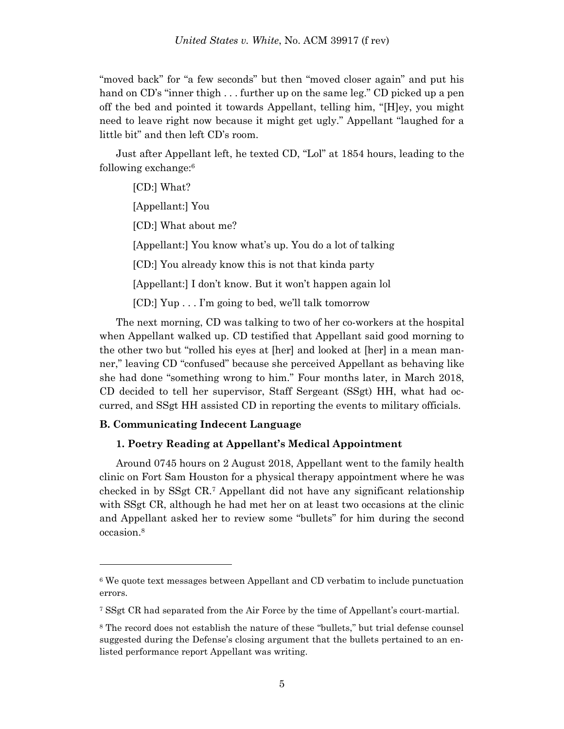"moved back" for "a few seconds" but then "moved closer again" and put his hand on CD's "inner thigh . . . further up on the same leg." CD picked up a pen off the bed and pointed it towards Appellant, telling him, "[H]ey, you might need to leave right now because it might get ugly." Appellant "laughed for a little bit" and then left CD's room.

Just after Appellant left, he texted CD, "Lol" at 1854 hours, leading to the following exchange:[6]

> [CD:] What?
>
> [Appellant:] You
>
> [CD:] What about me?
>
> [Appellant:] You know what's up. You do a lot of talking
>
> [CD:] You already know this is not that kinda party
>
> [Appellant:] I don't know. But it won't happen again lol
>
> [CD:] Yup . . . I'm going to bed, we'll talk tomorrow

The next morning, CD was talking to two of her co-workers at the hospital when Appellant walked up. CD testified that Appellant said good morning to the other two but "rolled his eyes at [her] and looked at [her] in a mean manner," leaving CD "confused" because she perceived Appellant as behaving like she had done "something wrong to him." Four months later, in March 2018, CD decided to tell her supervisor, Staff Sergeant (SSgt) HH, what had occurred, and SSgt HH assisted CD in reporting the events to military officials.

### B. Communicating Indecent Language

#### 1. Poetry Reading at Appellant's Medical Appointment

Around 0745 hours on 2 August 2018, Appellant went to the family health clinic on Fort Sam Houston for a physical therapy appointment where he was checked in by SSgt CR.[7] Appellant did not have any significant relationship with SSgt CR, although he had met her on at least two occasions at the clinic and Appellant asked her to review some "bullets" for him during the second occasion.[8]

---

[6] We quote text messages between Appellant and CD verbatim to include punctuation errors.

[7] SSgt CR had separated from the Air Force by the time of Appellant's court-martial.

[8] The record does not establish the nature of these "bullets," but trial defense counsel suggested during the Defense's closing argument that the bullets pertained to an enlisted performance report Appellant was writing.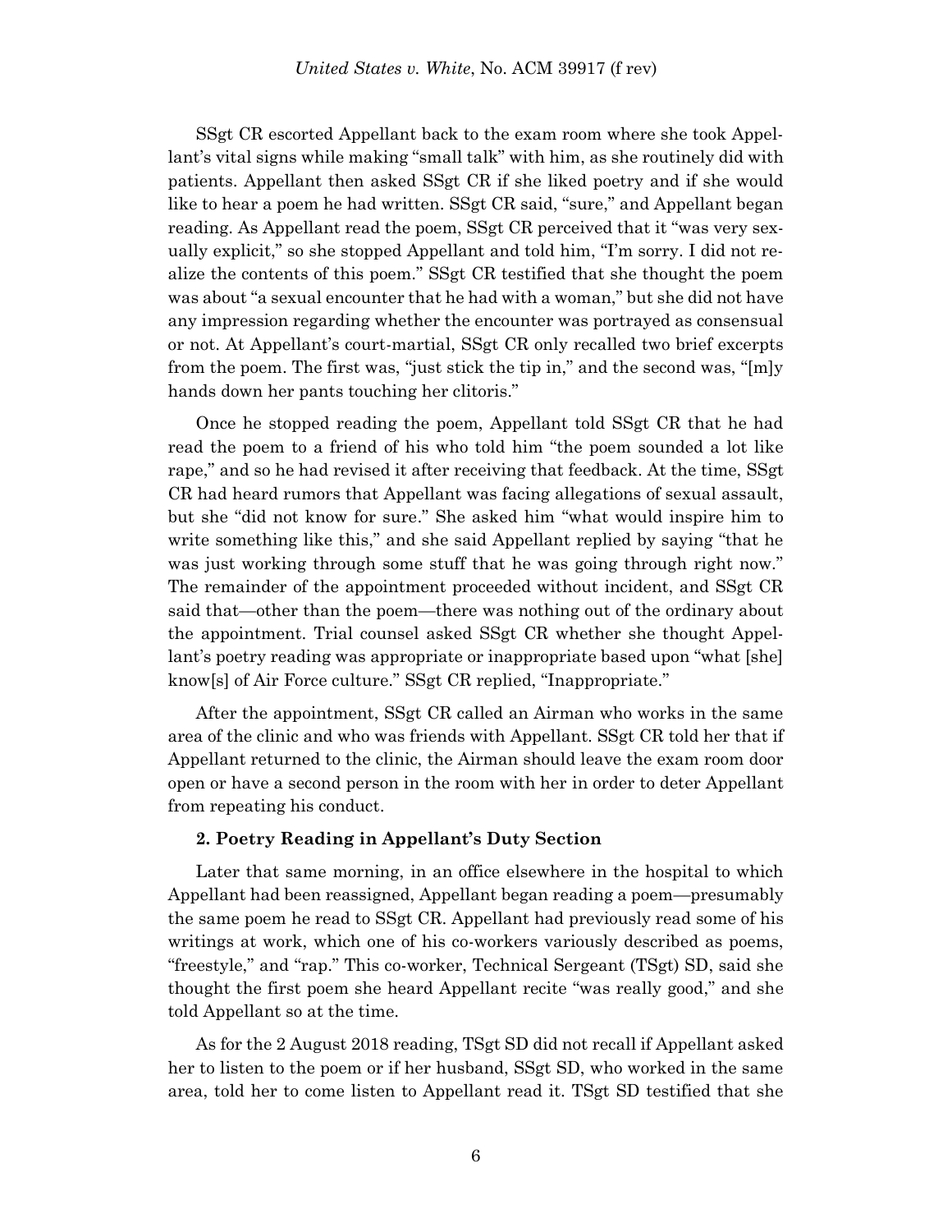SSgt CR escorted Appellant back to the exam room where she took Appellant's vital signs while making "small talk" with him, as she routinely did with patients. Appellant then asked SSgt CR if she liked poetry and if she would like to hear a poem he had written. SSgt CR said, "sure," and Appellant began reading. As Appellant read the poem, SSgt CR perceived that it "was very sexually explicit," so she stopped Appellant and told him, "I'm sorry. I did not realize the contents of this poem." SSgt CR testified that she thought the poem was about "a sexual encounter that he had with a woman," but she did not have any impression regarding whether the encounter was portrayed as consensual or not. At Appellant's court-martial, SSgt CR only recalled two brief excerpts from the poem. The first was, "just stick the tip in," and the second was, "[m]y hands down her pants touching her clitoris."

Once he stopped reading the poem, Appellant told SSgt CR that he had read the poem to a friend of his who told him "the poem sounded a lot like rape," and so he had revised it after receiving that feedback. At the time, SSgt CR had heard rumors that Appellant was facing allegations of sexual assault, but she "did not know for sure." She asked him "what would inspire him to write something like this," and she said Appellant replied by saying "that he was just working through some stuff that he was going through right now." The remainder of the appointment proceeded without incident, and SSgt CR said that—other than the poem—there was nothing out of the ordinary about the appointment. Trial counsel asked SSgt CR whether she thought Appellant's poetry reading was appropriate or inappropriate based upon "what [she] know[s] of Air Force culture." SSgt CR replied, "Inappropriate."

After the appointment, SSgt CR called an Airman who works in the same area of the clinic and who was friends with Appellant. SSgt CR told her that if Appellant returned to the clinic, the Airman should leave the exam room door open or have a second person in the room with her in order to deter Appellant from repeating his conduct.

**2. Poetry Reading in Appellant's Duty Section**

Later that same morning, in an office elsewhere in the hospital to which Appellant had been reassigned, Appellant began reading a poem—presumably the same poem he read to SSgt CR. Appellant had previously read some of his writings at work, which one of his co-workers variously described as poems, "freestyle," and "rap." This co-worker, Technical Sergeant (TSgt) SD, said she thought the first poem she heard Appellant recite "was really good," and she told Appellant so at the time.

As for the 2 August 2018 reading, TSgt SD did not recall if Appellant asked her to listen to the poem or if her husband, SSgt SD, who worked in the same area, told her to come listen to Appellant read it. TSgt SD testified that she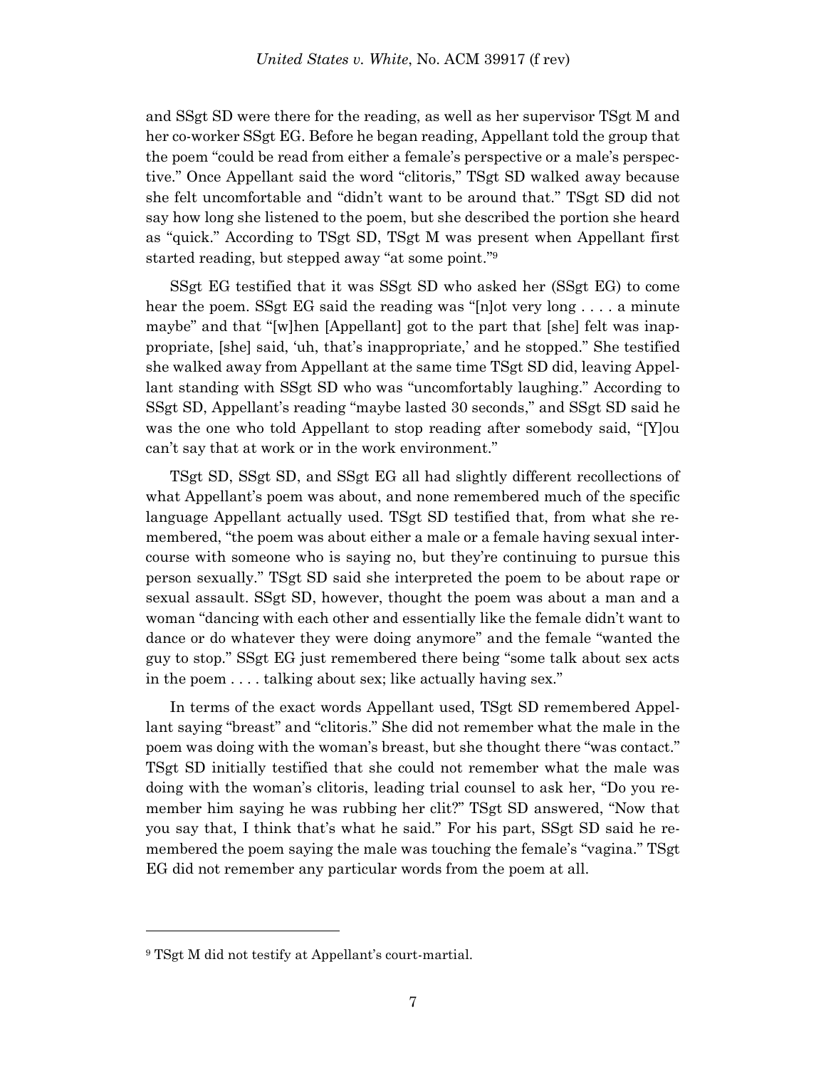and SSgt SD were there for the reading, as well as her supervisor TSgt M and her co-worker SSgt EG. Before he began reading, Appellant told the group that the poem "could be read from either a female's perspective or a male's perspective." Once Appellant said the word "clitoris," TSgt SD walked away because she felt uncomfortable and "didn't want to be around that." TSgt SD did not say how long she listened to the poem, but she described the portion she heard as "quick." According to TSgt SD, TSgt M was present when Appellant first started reading, but stepped away "at some point."[9]

SSgt EG testified that it was SSgt SD who asked her (SSgt EG) to come hear the poem. SSgt EG said the reading was "[n]ot very long . . . . a minute maybe" and that "[w]hen [Appellant] got to the part that [she] felt was inappropriate, [she] said, 'uh, that's inappropriate,' and he stopped." She testified she walked away from Appellant at the same time TSgt SD did, leaving Appellant standing with SSgt SD who was "uncomfortably laughing." According to SSgt SD, Appellant's reading "maybe lasted 30 seconds," and SSgt SD said he was the one who told Appellant to stop reading after somebody said, "[Y]ou can't say that at work or in the work environment."

TSgt SD, SSgt SD, and SSgt EG all had slightly different recollections of what Appellant's poem was about, and none remembered much of the specific language Appellant actually used. TSgt SD testified that, from what she remembered, "the poem was about either a male or a female having sexual intercourse with someone who is saying no, but they're continuing to pursue this person sexually." TSgt SD said she interpreted the poem to be about rape or sexual assault. SSgt SD, however, thought the poem was about a man and a woman "dancing with each other and essentially like the female didn't want to dance or do whatever they were doing anymore" and the female "wanted the guy to stop." SSgt EG just remembered there being "some talk about sex acts in the poem . . . . talking about sex; like actually having sex."

In terms of the exact words Appellant used, TSgt SD remembered Appellant saying "breast" and "clitoris." She did not remember what the male in the poem was doing with the woman's breast, but she thought there "was contact." TSgt SD initially testified that she could not remember what the male was doing with the woman's clitoris, leading trial counsel to ask her, "Do you remember him saying he was rubbing her clit?" TSgt SD answered, "Now that you say that, I think that's what he said." For his part, SSgt SD said he remembered the poem saying the male was touching the female's "vagina." TSgt EG did not remember any particular words from the poem at all.

---

[9] TSgt M did not testify at Appellant's court-martial.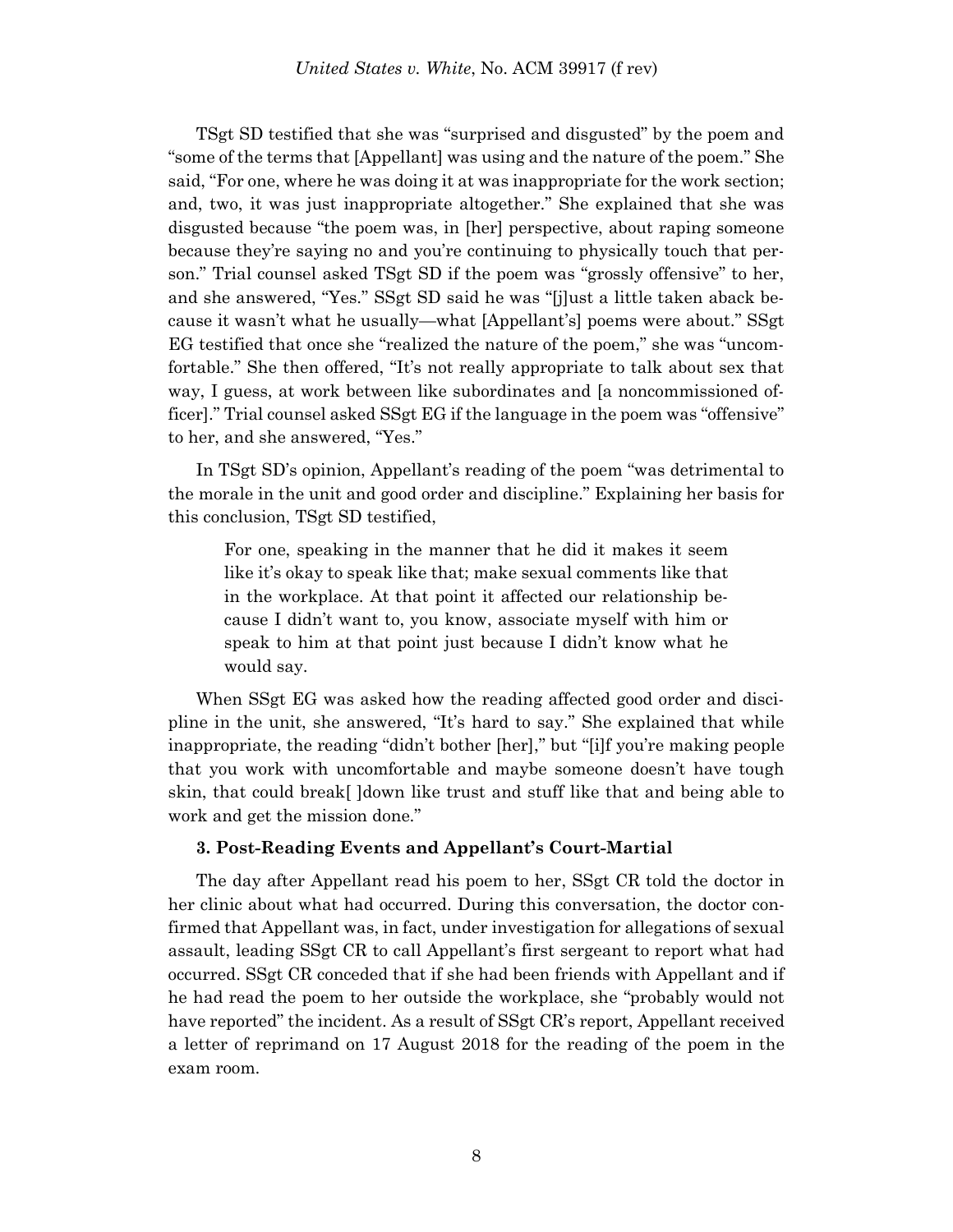TSgt SD testified that she was "surprised and disgusted" by the poem and "some of the terms that [Appellant] was using and the nature of the poem." She said, "For one, where he was doing it at was inappropriate for the work section; and, two, it was just inappropriate altogether." She explained that she was disgusted because "the poem was, in [her] perspective, about raping someone because they're saying no and you're continuing to physically touch that person." Trial counsel asked TSgt SD if the poem was "grossly offensive" to her, and she answered, "Yes." SSgt SD said he was "[j]ust a little taken aback because it wasn't what he usually—what [Appellant's] poems were about." SSgt EG testified that once she "realized the nature of the poem," she was "uncomfortable." She then offered, "It's not really appropriate to talk about sex that way, I guess, at work between like subordinates and [a noncommissioned officer]." Trial counsel asked SSgt EG if the language in the poem was "offensive" to her, and she answered, "Yes."

In TSgt SD's opinion, Appellant's reading of the poem "was detrimental to the morale in the unit and good order and discipline." Explaining her basis for this conclusion, TSgt SD testified,

> For one, speaking in the manner that he did it makes it seem like it's okay to speak like that; make sexual comments like that in the workplace. At that point it affected our relationship because I didn't want to, you know, associate myself with him or speak to him at that point just because I didn't know what he would say.

When SSgt EG was asked how the reading affected good order and discipline in the unit, she answered, "It's hard to say." She explained that while inappropriate, the reading "didn't bother [her]," but "[i]f you're making people that you work with uncomfortable and maybe someone doesn't have tough skin, that could break[ ]down like trust and stuff like that and being able to work and get the mission done."

### 3. Post-Reading Events and Appellant's Court-Martial

The day after Appellant read his poem to her, SSgt CR told the doctor in her clinic about what had occurred. During this conversation, the doctor confirmed that Appellant was, in fact, under investigation for allegations of sexual assault, leading SSgt CR to call Appellant's first sergeant to report what had occurred. SSgt CR conceded that if she had been friends with Appellant and if he had read the poem to her outside the workplace, she "probably would not have reported" the incident. As a result of SSgt CR's report, Appellant received a letter of reprimand on 17 August 2018 for the reading of the poem in the exam room.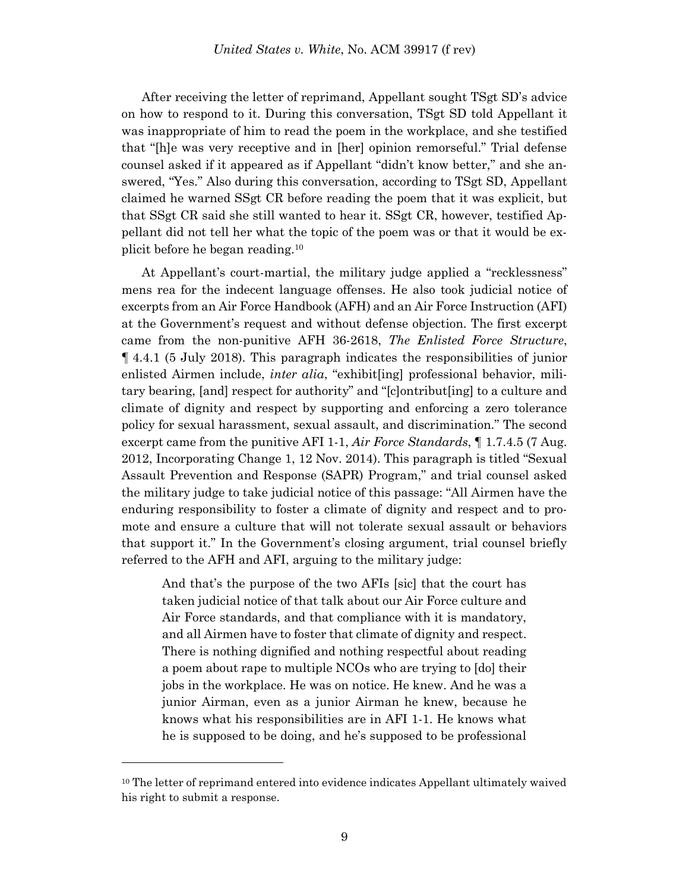After receiving the letter of reprimand, Appellant sought TSgt SD's advice on how to respond to it. During this conversation, TSgt SD told Appellant it was inappropriate of him to read the poem in the workplace, and she testified that "[h]e was very receptive and in [her] opinion remorseful." Trial defense counsel asked if it appeared as if Appellant "didn't know better," and she answered, "Yes." Also during this conversation, according to TSgt SD, Appellant claimed he warned SSgt CR before reading the poem that it was explicit, but that SSgt CR said she still wanted to hear it. SSgt CR, however, testified Appellant did not tell her what the topic of the poem was or that it would be explicit before he began reading.[10]

At Appellant's court-martial, the military judge applied a "recklessness" mens rea for the indecent language offenses. He also took judicial notice of excerpts from an Air Force Handbook (AFH) and an Air Force Instruction (AFI) at the Government's request and without defense objection. The first excerpt came from the non-punitive AFH 36-2618, *The Enlisted Force Structure*, ¶ 4.4.1 (5 July 2018). This paragraph indicates the responsibilities of junior enlisted Airmen include, *inter alia*, "exhibit[ing] professional behavior, military bearing, [and] respect for authority" and "[c]ontribut[ing] to a culture and climate of dignity and respect by supporting and enforcing a zero tolerance policy for sexual harassment, sexual assault, and discrimination." The second excerpt came from the punitive AFI 1-1, *Air Force Standards*, ¶ 1.7.4.5 (7 Aug. 2012, Incorporating Change 1, 12 Nov. 2014). This paragraph is titled "Sexual Assault Prevention and Response (SAPR) Program," and trial counsel asked the military judge to take judicial notice of this passage: "All Airmen have the enduring responsibility to foster a climate of dignity and respect and to promote and ensure a culture that will not tolerate sexual assault or behaviors that support it." In the Government's closing argument, trial counsel briefly referred to the AFH and AFI, arguing to the military judge:

> And that's the purpose of the two AFIs [sic] that the court has taken judicial notice of that talk about our Air Force culture and Air Force standards, and that compliance with it is mandatory, and all Airmen have to foster that climate of dignity and respect. There is nothing dignified and nothing respectful about reading a poem about rape to multiple NCOs who are trying to [do] their jobs in the workplace. He was on notice. He knew. And he was a junior Airman, even as a junior Airman he knew, because he knows what his responsibilities are in AFI 1-1. He knows what he is supposed to be doing, and he's supposed to be professional

---

[10] The letter of reprimand entered into evidence indicates Appellant ultimately waived his right to submit a response.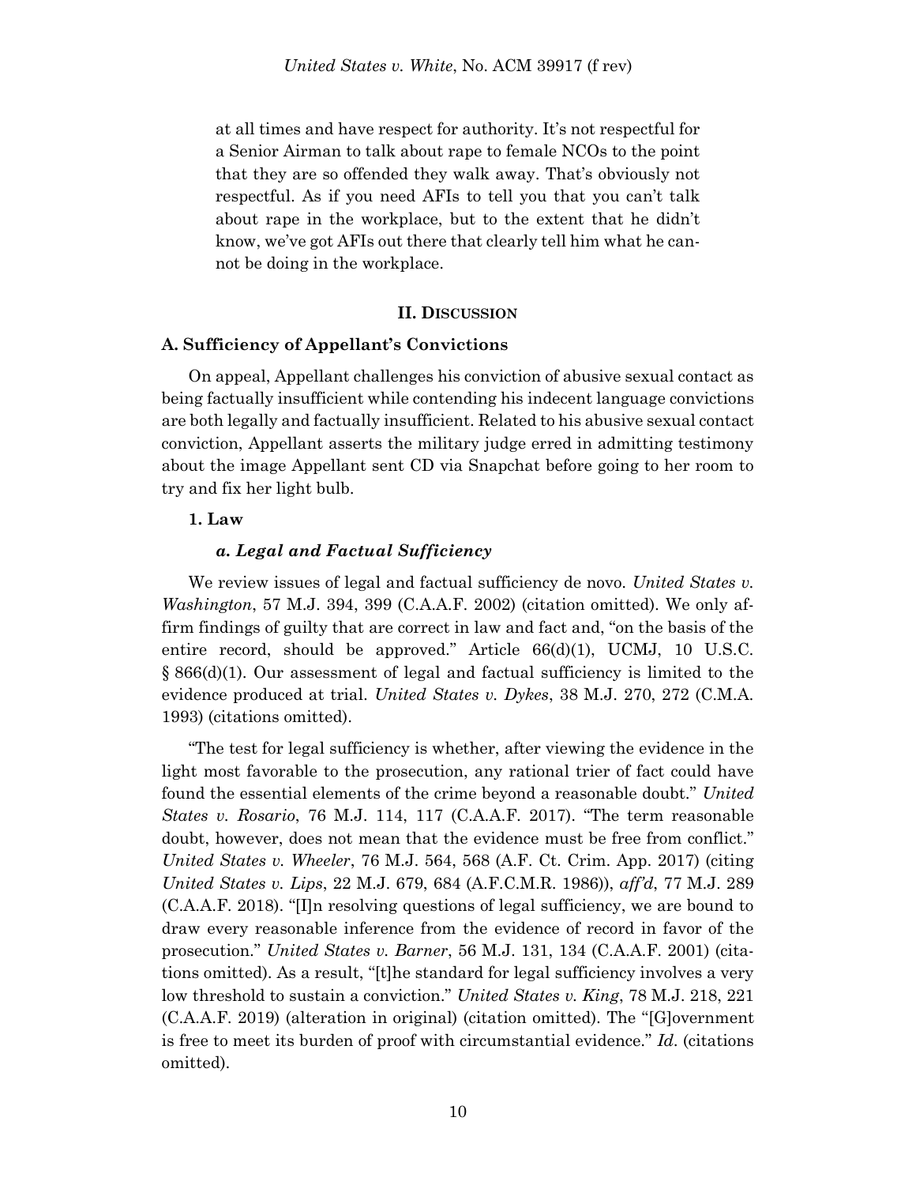> at all times and have respect for authority. It's not respectful for a Senior Airman to talk about rape to female NCOs to the point that they are so offended they walk away. That's obviously not respectful. As if you need AFIs to tell you that you can't talk about rape in the workplace, but to the extent that he didn't know, we've got AFIs out there that clearly tell him what he cannot be doing in the workplace.

## II. DISCUSSION

### A. Sufficiency of Appellant's Convictions

On appeal, Appellant challenges his conviction of abusive sexual contact as being factually insufficient while contending his indecent language convictions are both legally and factually insufficient. Related to his abusive sexual contact conviction, Appellant asserts the military judge erred in admitting testimony about the image Appellant sent CD via Snapchat before going to her room to try and fix her light bulb.

#### 1. Law

##### *a. Legal and Factual Sufficiency*

We review issues of legal and factual sufficiency de novo. *United States v. Washington*, 57 M.J. 394, 399 (C.A.A.F. 2002) (citation omitted). We only affirm findings of guilty that are correct in law and fact and, "on the basis of the entire record, should be approved." Article 66(d)(1), UCMJ, 10 U.S.C. § 866(d)(1). Our assessment of legal and factual sufficiency is limited to the evidence produced at trial. *United States v. Dykes*, 38 M.J. 270, 272 (C.M.A. 1993) (citations omitted).

"The test for legal sufficiency is whether, after viewing the evidence in the light most favorable to the prosecution, any rational trier of fact could have found the essential elements of the crime beyond a reasonable doubt." *United States v. Rosario*, 76 M.J. 114, 117 (C.A.A.F. 2017). "The term reasonable doubt, however, does not mean that the evidence must be free from conflict." *United States v. Wheeler*, 76 M.J. 564, 568 (A.F. Ct. Crim. App. 2017) (citing *United States v. Lips*, 22 M.J. 679, 684 (A.F.C.M.R. 1986)), *aff'd*, 77 M.J. 289 (C.A.A.F. 2018). "[I]n resolving questions of legal sufficiency, we are bound to draw every reasonable inference from the evidence of record in favor of the prosecution." *United States v. Barner*, 56 M.J. 131, 134 (C.A.A.F. 2001) (citations omitted). As a result, "[t]he standard for legal sufficiency involves a very low threshold to sustain a conviction." *United States v. King*, 78 M.J. 218, 221 (C.A.A.F. 2019) (alteration in original) (citation omitted). The "[G]overnment is free to meet its burden of proof with circumstantial evidence." *Id.* (citations omitted).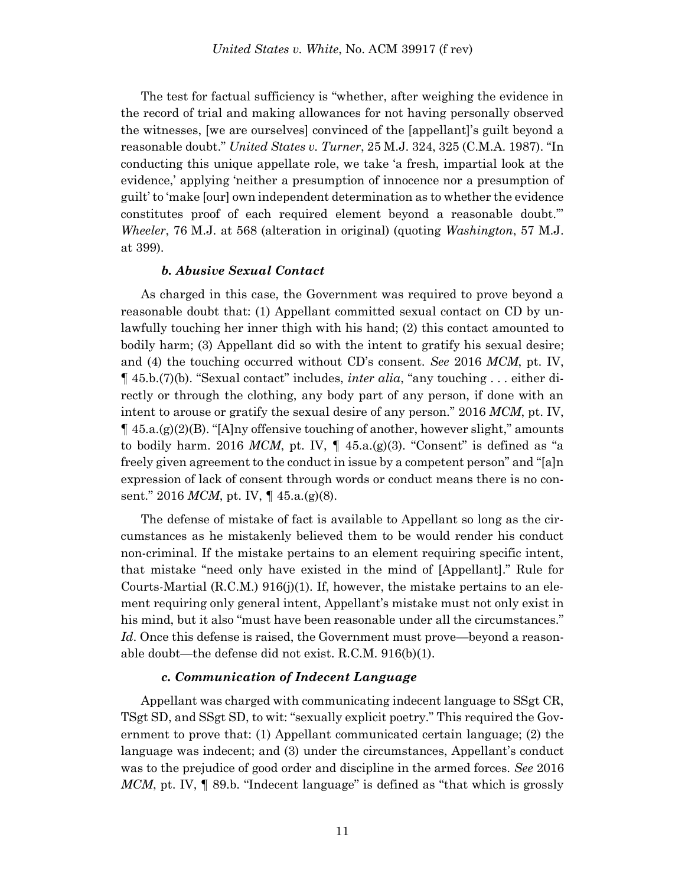The test for factual sufficiency is "whether, after weighing the evidence in the record of trial and making allowances for not having personally observed the witnesses, [we are ourselves] convinced of the [appellant]'s guilt beyond a reasonable doubt." *United States v. Turner*, 25 M.J. 324, 325 (C.M.A. 1987). "In conducting this unique appellate role, we take 'a fresh, impartial look at the evidence,' applying 'neither a presumption of innocence nor a presumption of guilt' to 'make [our] own independent determination as to whether the evidence constitutes proof of each required element beyond a reasonable doubt.'" *Wheeler*, 76 M.J. at 568 (alteration in original) (quoting *Washington*, 57 M.J. at 399).

### *b. Abusive Sexual Contact*

As charged in this case, the Government was required to prove beyond a reasonable doubt that: (1) Appellant committed sexual contact on CD by unlawfully touching her inner thigh with his hand; (2) this contact amounted to bodily harm; (3) Appellant did so with the intent to gratify his sexual desire; and (4) the touching occurred without CD's consent. *See* 2016 *MCM*, pt. IV, ¶ 45.b.(7)(b). "Sexual contact" includes, *inter alia*, "any touching . . . either directly or through the clothing, any body part of any person, if done with an intent to arouse or gratify the sexual desire of any person." 2016 *MCM*, pt. IV, ¶ 45.a.(g)(2)(B). "[A]ny offensive touching of another, however slight," amounts to bodily harm. 2016 *MCM*, pt. IV, ¶ 45.a.(g)(3). "Consent" is defined as "a freely given agreement to the conduct in issue by a competent person" and "[a]n expression of lack of consent through words or conduct means there is no consent." 2016 *MCM*, pt. IV, ¶ 45.a.(g)(8).

The defense of mistake of fact is available to Appellant so long as the circumstances as he mistakenly believed them to be would render his conduct non-criminal. If the mistake pertains to an element requiring specific intent, that mistake "need only have existed in the mind of [Appellant]." Rule for Courts-Martial (R.C.M.) 916(j)(1). If, however, the mistake pertains to an element requiring only general intent, Appellant's mistake must not only exist in his mind, but it also "must have been reasonable under all the circumstances." *Id*. Once this defense is raised, the Government must prove—beyond a reasonable doubt—the defense did not exist. R.C.M. 916(b)(1).

### *c. Communication of Indecent Language*

Appellant was charged with communicating indecent language to SSgt CR, TSgt SD, and SSgt SD, to wit: "sexually explicit poetry." This required the Government to prove that: (1) Appellant communicated certain language; (2) the language was indecent; and (3) under the circumstances, Appellant's conduct was to the prejudice of good order and discipline in the armed forces. *See* 2016 *MCM*, pt. IV, ¶ 89.b. "Indecent language" is defined as "that which is grossly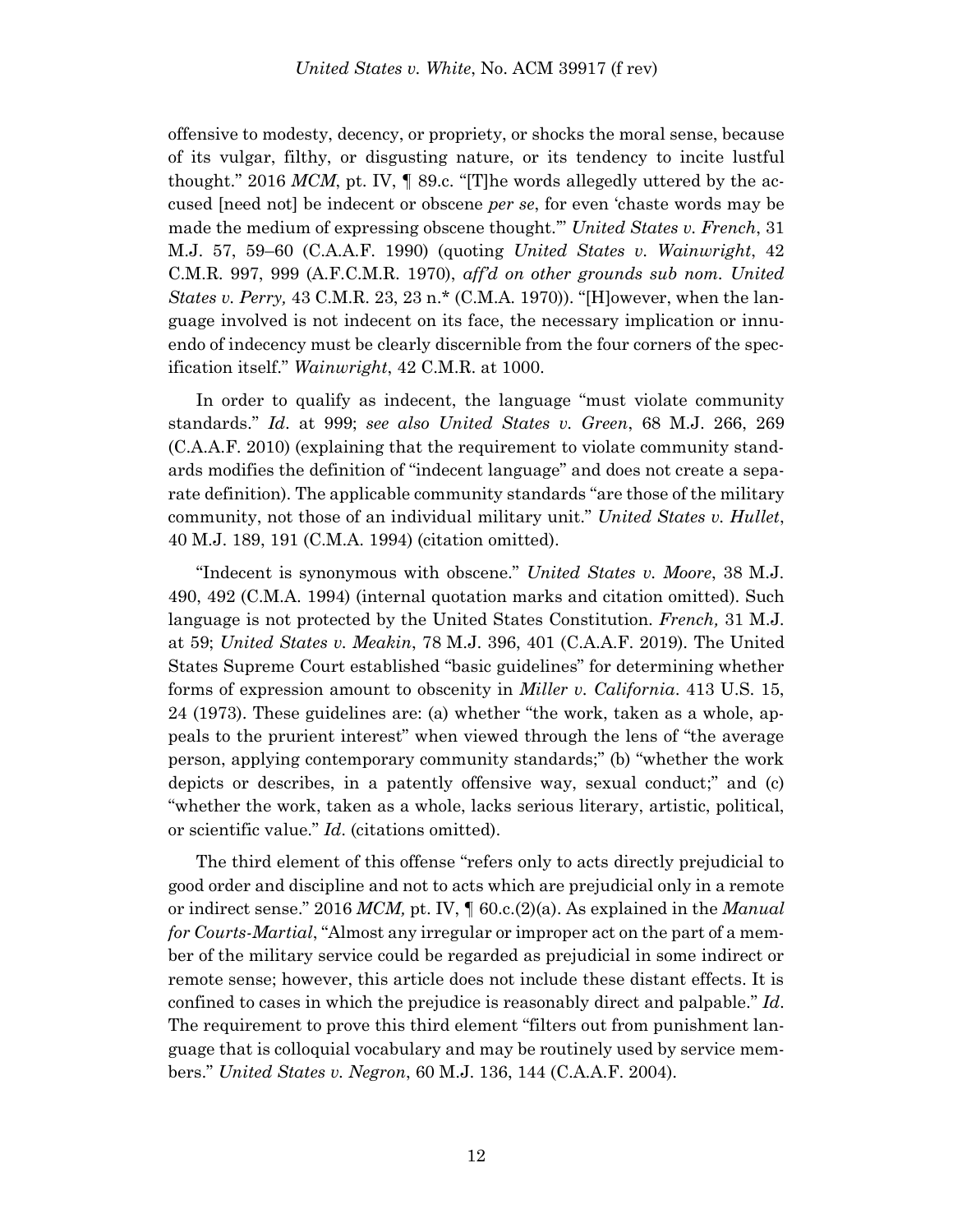offensive to modesty, decency, or propriety, or shocks the moral sense, because of its vulgar, filthy, or disgusting nature, or its tendency to incite lustful thought." 2016 *MCM*, pt. IV, ¶ 89.c. "[T]he words allegedly uttered by the accused [need not] be indecent or obscene *per se*, for even 'chaste words may be made the medium of expressing obscene thought.'" *United States v. French*, 31 M.J. 57, 59–60 (C.A.A.F. 1990) (quoting *United States v. Wainwright*, 42 C.M.R. 997, 999 (A.F.C.M.R. 1970), *aff'd on other grounds sub nom. United States v. Perry,* 43 C.M.R. 23, 23 n.* (C.M.A. 1970)). "[H]owever, when the language involved is not indecent on its face, the necessary implication or innuendo of indecency must be clearly discernible from the four corners of the specification itself." *Wainwright*, 42 C.M.R. at 1000.

In order to qualify as indecent, the language "must violate community standards." *Id*. at 999; *see also United States v. Green*, 68 M.J. 266, 269 (C.A.A.F. 2010) (explaining that the requirement to violate community standards modifies the definition of "indecent language" and does not create a separate definition). The applicable community standards "are those of the military community, not those of an individual military unit." *United States v. Hullet*, 40 M.J. 189, 191 (C.M.A. 1994) (citation omitted).

"Indecent is synonymous with obscene." *United States v. Moore*, 38 M.J. 490, 492 (C.M.A. 1994) (internal quotation marks and citation omitted). Such language is not protected by the United States Constitution. *French,* 31 M.J. at 59; *United States v. Meakin*, 78 M.J. 396, 401 (C.A.A.F. 2019). The United States Supreme Court established "basic guidelines" for determining whether forms of expression amount to obscenity in *Miller v. California*. 413 U.S. 15, 24 (1973). These guidelines are: (a) whether "the work, taken as a whole, appeals to the prurient interest" when viewed through the lens of "the average person, applying contemporary community standards;" (b) "whether the work depicts or describes, in a patently offensive way, sexual conduct;" and (c) "whether the work, taken as a whole, lacks serious literary, artistic, political, or scientific value." *Id*. (citations omitted).

The third element of this offense "refers only to acts directly prejudicial to good order and discipline and not to acts which are prejudicial only in a remote or indirect sense." 2016 *MCM,* pt. IV, ¶ 60.c.(2)(a). As explained in the *Manual for Courts-Martial*, "Almost any irregular or improper act on the part of a member of the military service could be regarded as prejudicial in some indirect or remote sense; however, this article does not include these distant effects. It is confined to cases in which the prejudice is reasonably direct and palpable." *Id*. The requirement to prove this third element "filters out from punishment language that is colloquial vocabulary and may be routinely used by service members." *United States v. Negron*, 60 M.J. 136, 144 (C.A.A.F. 2004).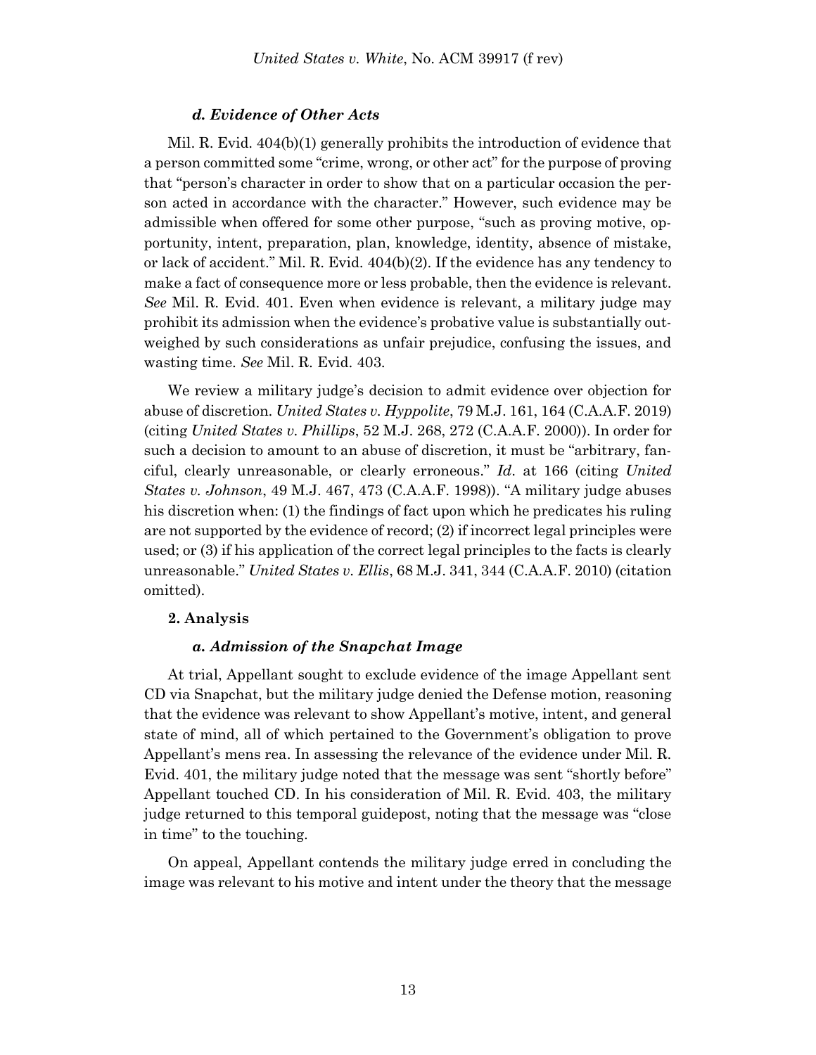#### *d. Evidence of Other Acts*

Mil. R. Evid. 404(b)(1) generally prohibits the introduction of evidence that a person committed some "crime, wrong, or other act" for the purpose of proving that "person's character in order to show that on a particular occasion the person acted in accordance with the character." However, such evidence may be admissible when offered for some other purpose, "such as proving motive, opportunity, intent, preparation, plan, knowledge, identity, absence of mistake, or lack of accident." Mil. R. Evid. 404(b)(2). If the evidence has any tendency to make a fact of consequence more or less probable, then the evidence is relevant. *See* Mil. R. Evid. 401. Even when evidence is relevant, a military judge may prohibit its admission when the evidence's probative value is substantially outweighed by such considerations as unfair prejudice, confusing the issues, and wasting time. *See* Mil. R. Evid. 403.

We review a military judge's decision to admit evidence over objection for abuse of discretion. *United States v. Hyppolite*, 79 M.J. 161, 164 (C.A.A.F. 2019) (citing *United States v. Phillips*, 52 M.J. 268, 272 (C.A.A.F. 2000)). In order for such a decision to amount to an abuse of discretion, it must be "arbitrary, fanciful, clearly unreasonable, or clearly erroneous." *Id*. at 166 (citing *United States v. Johnson*, 49 M.J. 467, 473 (C.A.A.F. 1998)). "A military judge abuses his discretion when: (1) the findings of fact upon which he predicates his ruling are not supported by the evidence of record; (2) if incorrect legal principles were used; or (3) if his application of the correct legal principles to the facts is clearly unreasonable." *United States v. Ellis*, 68 M.J. 341, 344 (C.A.A.F. 2010) (citation omitted).

### 2. Analysis

#### *a. Admission of the Snapchat Image*

At trial, Appellant sought to exclude evidence of the image Appellant sent CD via Snapchat, but the military judge denied the Defense motion, reasoning that the evidence was relevant to show Appellant's motive, intent, and general state of mind, all of which pertained to the Government's obligation to prove Appellant's mens rea. In assessing the relevance of the evidence under Mil. R. Evid. 401, the military judge noted that the message was sent "shortly before" Appellant touched CD. In his consideration of Mil. R. Evid. 403, the military judge returned to this temporal guidepost, noting that the message was "close in time" to the touching.

On appeal, Appellant contends the military judge erred in concluding the image was relevant to his motive and intent under the theory that the message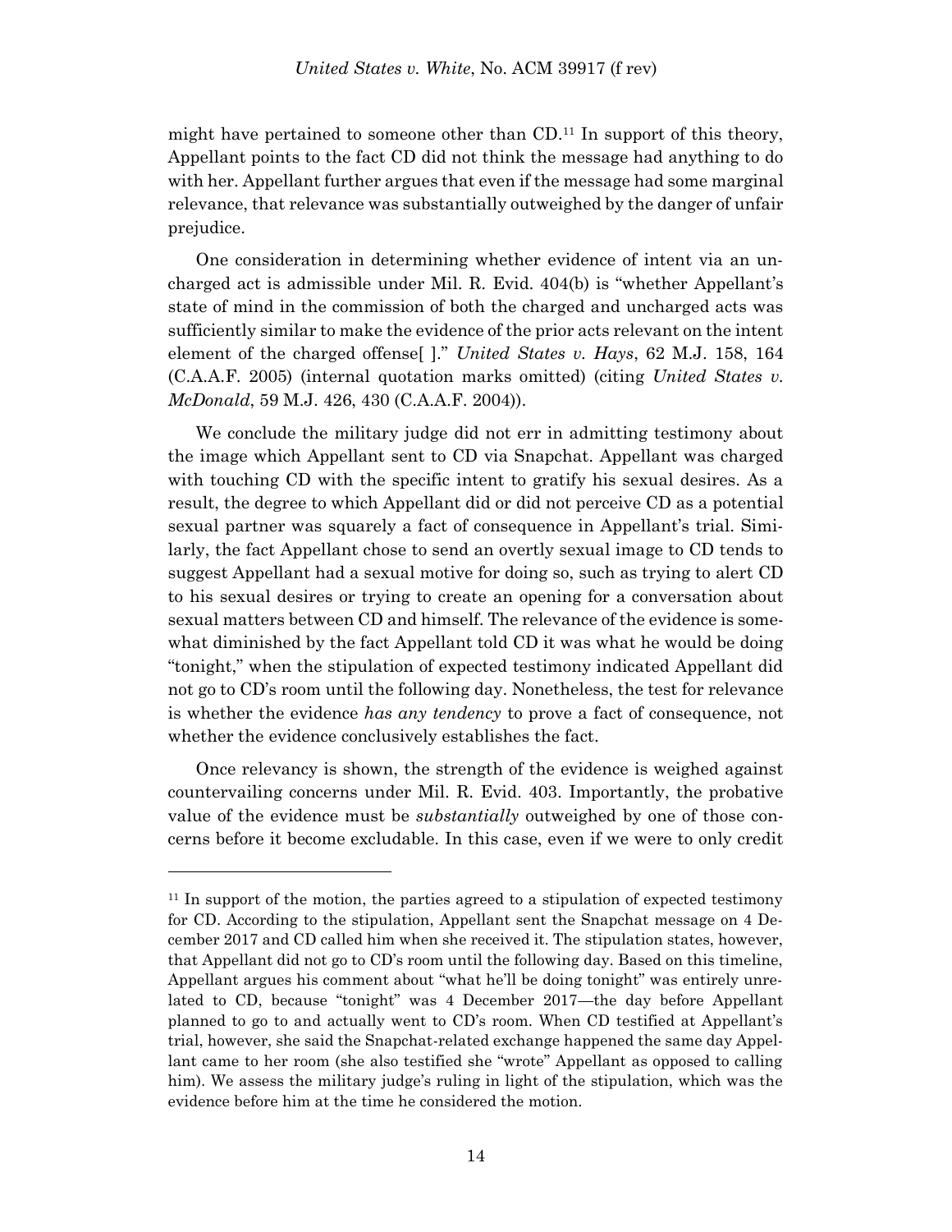might have pertained to someone other than CD.[11] In support of this theory, Appellant points to the fact CD did not think the message had anything to do with her. Appellant further argues that even if the message had some marginal relevance, that relevance was substantially outweighed by the danger of unfair prejudice.

One consideration in determining whether evidence of intent via an uncharged act is admissible under Mil. R. Evid. 404(b) is "whether Appellant's state of mind in the commission of both the charged and uncharged acts was sufficiently similar to make the evidence of the prior acts relevant on the intent element of the charged offense[ ]." *United States v. Hays*, 62 M.J. 158, 164 (C.A.A.F. 2005) (internal quotation marks omitted) (citing *United States v. McDonald*, 59 M.J. 426, 430 (C.A.A.F. 2004)).

We conclude the military judge did not err in admitting testimony about the image which Appellant sent to CD via Snapchat. Appellant was charged with touching CD with the specific intent to gratify his sexual desires. As a result, the degree to which Appellant did or did not perceive CD as a potential sexual partner was squarely a fact of consequence in Appellant's trial. Similarly, the fact Appellant chose to send an overtly sexual image to CD tends to suggest Appellant had a sexual motive for doing so, such as trying to alert CD to his sexual desires or trying to create an opening for a conversation about sexual matters between CD and himself. The relevance of the evidence is somewhat diminished by the fact Appellant told CD it was what he would be doing "tonight," when the stipulation of expected testimony indicated Appellant did not go to CD's room until the following day. Nonetheless, the test for relevance is whether the evidence *has any tendency* to prove a fact of consequence, not whether the evidence conclusively establishes the fact.

Once relevancy is shown, the strength of the evidence is weighed against countervailing concerns under Mil. R. Evid. 403. Importantly, the probative value of the evidence must be *substantially* outweighed by one of those concerns before it become excludable. In this case, even if we were to only credit

---

[11] In support of the motion, the parties agreed to a stipulation of expected testimony for CD. According to the stipulation, Appellant sent the Snapchat message on 4 December 2017 and CD called him when she received it. The stipulation states, however, that Appellant did not go to CD's room until the following day. Based on this timeline, Appellant argues his comment about "what he'll be doing tonight" was entirely unrelated to CD, because "tonight" was 4 December 2017—the day before Appellant planned to go to and actually went to CD's room. When CD testified at Appellant's trial, however, she said the Snapchat-related exchange happened the same day Appellant came to her room (she also testified she "wrote" Appellant as opposed to calling him). We assess the military judge's ruling in light of the stipulation, which was the evidence before him at the time he considered the motion.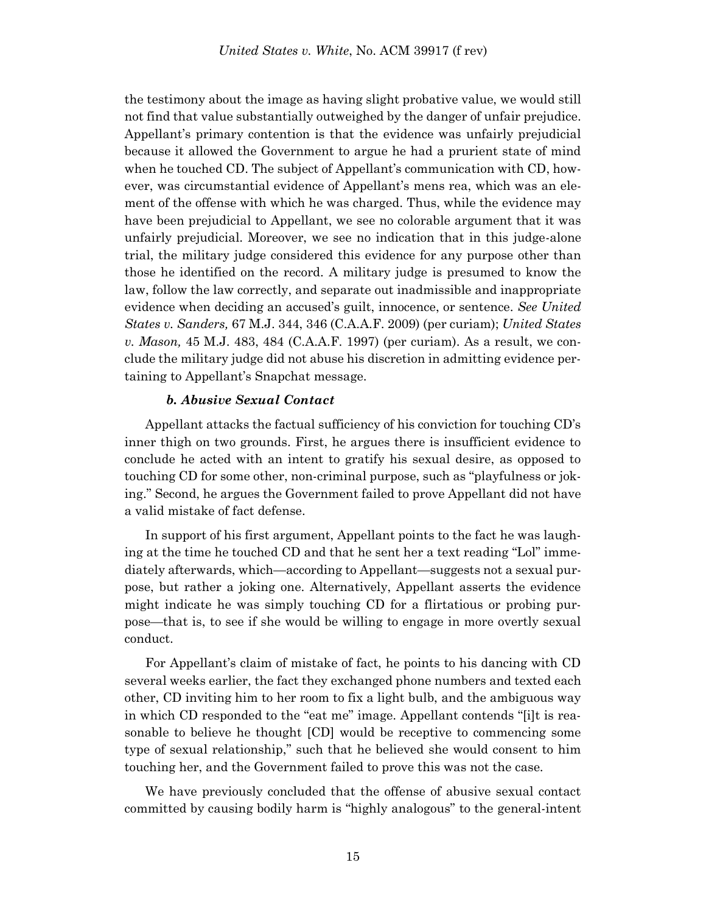the testimony about the image as having slight probative value, we would still not find that value substantially outweighed by the danger of unfair prejudice. Appellant's primary contention is that the evidence was unfairly prejudicial because it allowed the Government to argue he had a prurient state of mind when he touched CD. The subject of Appellant's communication with CD, however, was circumstantial evidence of Appellant's mens rea, which was an element of the offense with which he was charged. Thus, while the evidence may have been prejudicial to Appellant, we see no colorable argument that it was unfairly prejudicial. Moreover, we see no indication that in this judge-alone trial, the military judge considered this evidence for any purpose other than those he identified on the record. A military judge is presumed to know the law, follow the law correctly, and separate out inadmissible and inappropriate evidence when deciding an accused's guilt, innocence, or sentence. *See United States v. Sanders,* 67 M.J. 344, 346 (C.A.A.F. 2009) (per curiam); *United States v. Mason,* 45 M.J. 483, 484 (C.A.A.F. 1997) (per curiam). As a result, we conclude the military judge did not abuse his discretion in admitting evidence pertaining to Appellant's Snapchat message.

#### *b. Abusive Sexual Contact*

Appellant attacks the factual sufficiency of his conviction for touching CD's inner thigh on two grounds. First, he argues there is insufficient evidence to conclude he acted with an intent to gratify his sexual desire, as opposed to touching CD for some other, non-criminal purpose, such as "playfulness or joking." Second, he argues the Government failed to prove Appellant did not have a valid mistake of fact defense.

In support of his first argument, Appellant points to the fact he was laughing at the time he touched CD and that he sent her a text reading "Lol" immediately afterwards, which—according to Appellant—suggests not a sexual purpose, but rather a joking one. Alternatively, Appellant asserts the evidence might indicate he was simply touching CD for a flirtatious or probing purpose—that is, to see if she would be willing to engage in more overtly sexual conduct.

For Appellant's claim of mistake of fact, he points to his dancing with CD several weeks earlier, the fact they exchanged phone numbers and texted each other, CD inviting him to her room to fix a light bulb, and the ambiguous way in which CD responded to the "eat me" image. Appellant contends "[i]t is reasonable to believe he thought [CD] would be receptive to commencing some type of sexual relationship," such that he believed she would consent to him touching her, and the Government failed to prove this was not the case.

We have previously concluded that the offense of abusive sexual contact committed by causing bodily harm is "highly analogous" to the general-intent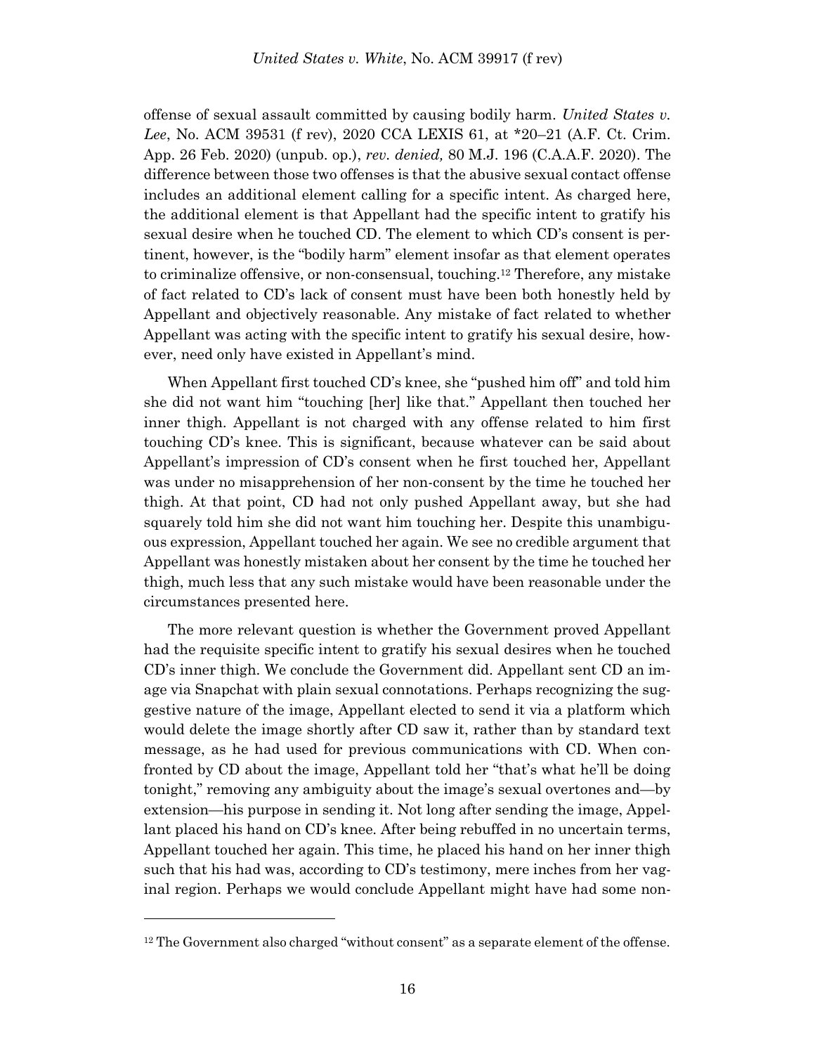offense of sexual assault committed by causing bodily harm. *United States v. Lee*, No. ACM 39531 (f rev), 2020 CCA LEXIS 61, at *20–21 (A.F. Ct. Crim. App. 26 Feb. 2020) (unpub. op.), *rev. denied,* 80 M.J. 196 (C.A.A.F. 2020). The difference between those two offenses is that the abusive sexual contact offense includes an additional element calling for a specific intent. As charged here, the additional element is that Appellant had the specific intent to gratify his sexual desire when he touched CD. The element to which CD's consent is pertinent, however, is the "bodily harm" element insofar as that element operates to criminalize offensive, or non-consensual, touching.[12] Therefore, any mistake of fact related to CD's lack of consent must have been both honestly held by Appellant and objectively reasonable. Any mistake of fact related to whether Appellant was acting with the specific intent to gratify his sexual desire, however, need only have existed in Appellant's mind.

When Appellant first touched CD's knee, she "pushed him off" and told him she did not want him "touching [her] like that." Appellant then touched her inner thigh. Appellant is not charged with any offense related to him first touching CD's knee. This is significant, because whatever can be said about Appellant's impression of CD's consent when he first touched her, Appellant was under no misapprehension of her non-consent by the time he touched her thigh. At that point, CD had not only pushed Appellant away, but she had squarely told him she did not want him touching her. Despite this unambiguous expression, Appellant touched her again. We see no credible argument that Appellant was honestly mistaken about her consent by the time he touched her thigh, much less that any such mistake would have been reasonable under the circumstances presented here.

The more relevant question is whether the Government proved Appellant had the requisite specific intent to gratify his sexual desires when he touched CD's inner thigh. We conclude the Government did. Appellant sent CD an image via Snapchat with plain sexual connotations. Perhaps recognizing the suggestive nature of the image, Appellant elected to send it via a platform which would delete the image shortly after CD saw it, rather than by standard text message, as he had used for previous communications with CD. When confronted by CD about the image, Appellant told her "that's what he'll be doing tonight," removing any ambiguity about the image's sexual overtones and—by extension—his purpose in sending it. Not long after sending the image, Appellant placed his hand on CD's knee. After being rebuffed in no uncertain terms, Appellant touched her again. This time, he placed his hand on her inner thigh such that his had was, according to CD's testimony, mere inches from her vaginal region. Perhaps we would conclude Appellant might have had some non-

---

[12] The Government also charged "without consent" as a separate element of the offense.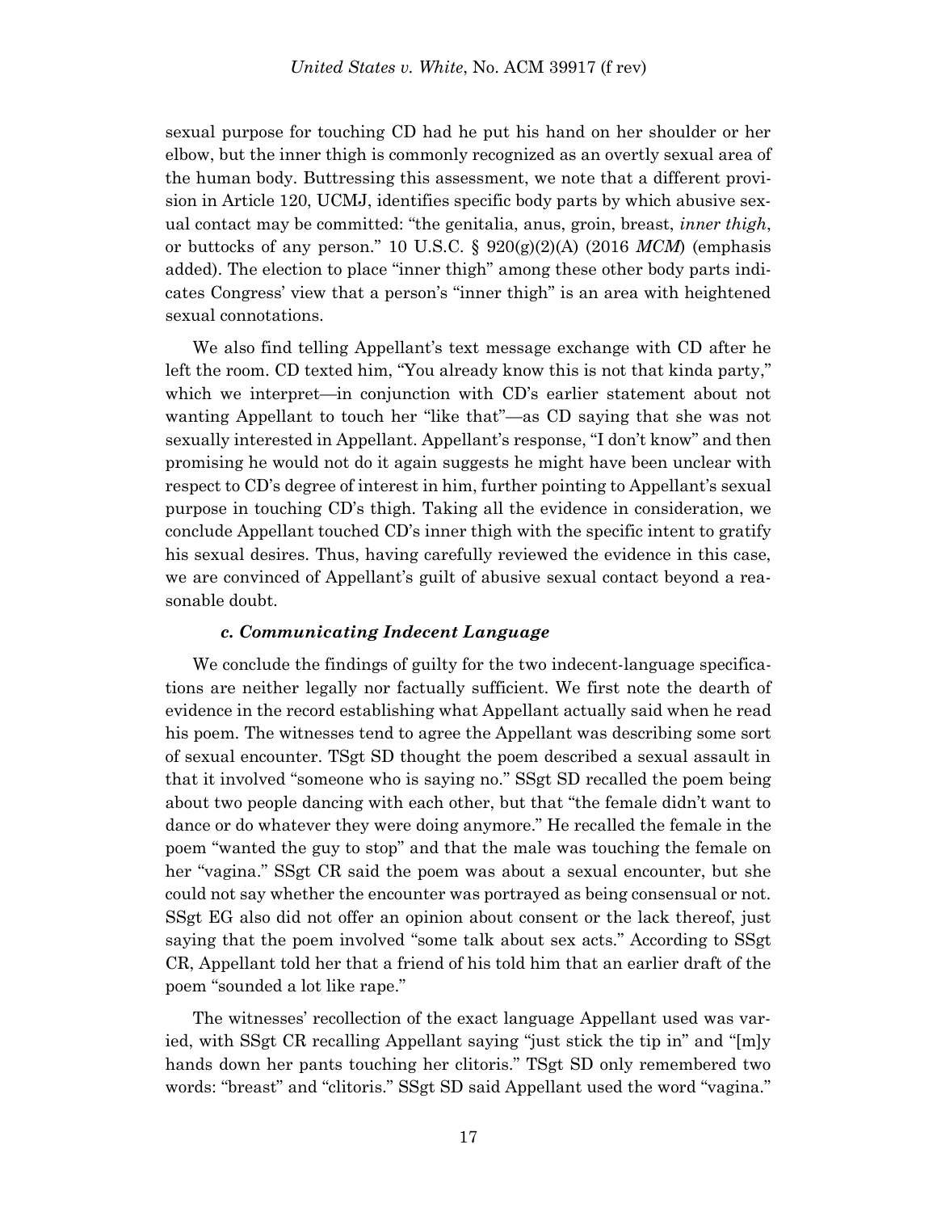sexual purpose for touching CD had he put his hand on her shoulder or her elbow, but the inner thigh is commonly recognized as an overtly sexual area of the human body. Buttressing this assessment, we note that a different provision in Article 120, UCMJ, identifies specific body parts by which abusive sexual contact may be committed: "the genitalia, anus, groin, breast, *inner thigh*, or buttocks of any person." 10 U.S.C. § 920(g)(2)(A) (2016 *MCM*) (emphasis added). The election to place "inner thigh" among these other body parts indicates Congress' view that a person's "inner thigh" is an area with heightened sexual connotations.

We also find telling Appellant's text message exchange with CD after he left the room. CD texted him, "You already know this is not that kinda party," which we interpret—in conjunction with CD's earlier statement about not wanting Appellant to touch her "like that"—as CD saying that she was not sexually interested in Appellant. Appellant's response, "I don't know" and then promising he would not do it again suggests he might have been unclear with respect to CD's degree of interest in him, further pointing to Appellant's sexual purpose in touching CD's thigh. Taking all the evidence in consideration, we conclude Appellant touched CD's inner thigh with the specific intent to gratify his sexual desires. Thus, having carefully reviewed the evidence in this case, we are convinced of Appellant's guilt of abusive sexual contact beyond a reasonable doubt.

#### *c. Communicating Indecent Language*

We conclude the findings of guilty for the two indecent-language specifications are neither legally nor factually sufficient. We first note the dearth of evidence in the record establishing what Appellant actually said when he read his poem. The witnesses tend to agree the Appellant was describing some sort of sexual encounter. TSgt SD thought the poem described a sexual assault in that it involved "someone who is saying no." SSgt SD recalled the poem being about two people dancing with each other, but that "the female didn't want to dance or do whatever they were doing anymore." He recalled the female in the poem "wanted the guy to stop" and that the male was touching the female on her "vagina." SSgt CR said the poem was about a sexual encounter, but she could not say whether the encounter was portrayed as being consensual or not. SSgt EG also did not offer an opinion about consent or the lack thereof, just saying that the poem involved "some talk about sex acts." According to SSgt CR, Appellant told her that a friend of his told him that an earlier draft of the poem "sounded a lot like rape."

The witnesses' recollection of the exact language Appellant used was varied, with SSgt CR recalling Appellant saying "just stick the tip in" and "[m]y hands down her pants touching her clitoris." TSgt SD only remembered two words: "breast" and "clitoris." SSgt SD said Appellant used the word "vagina."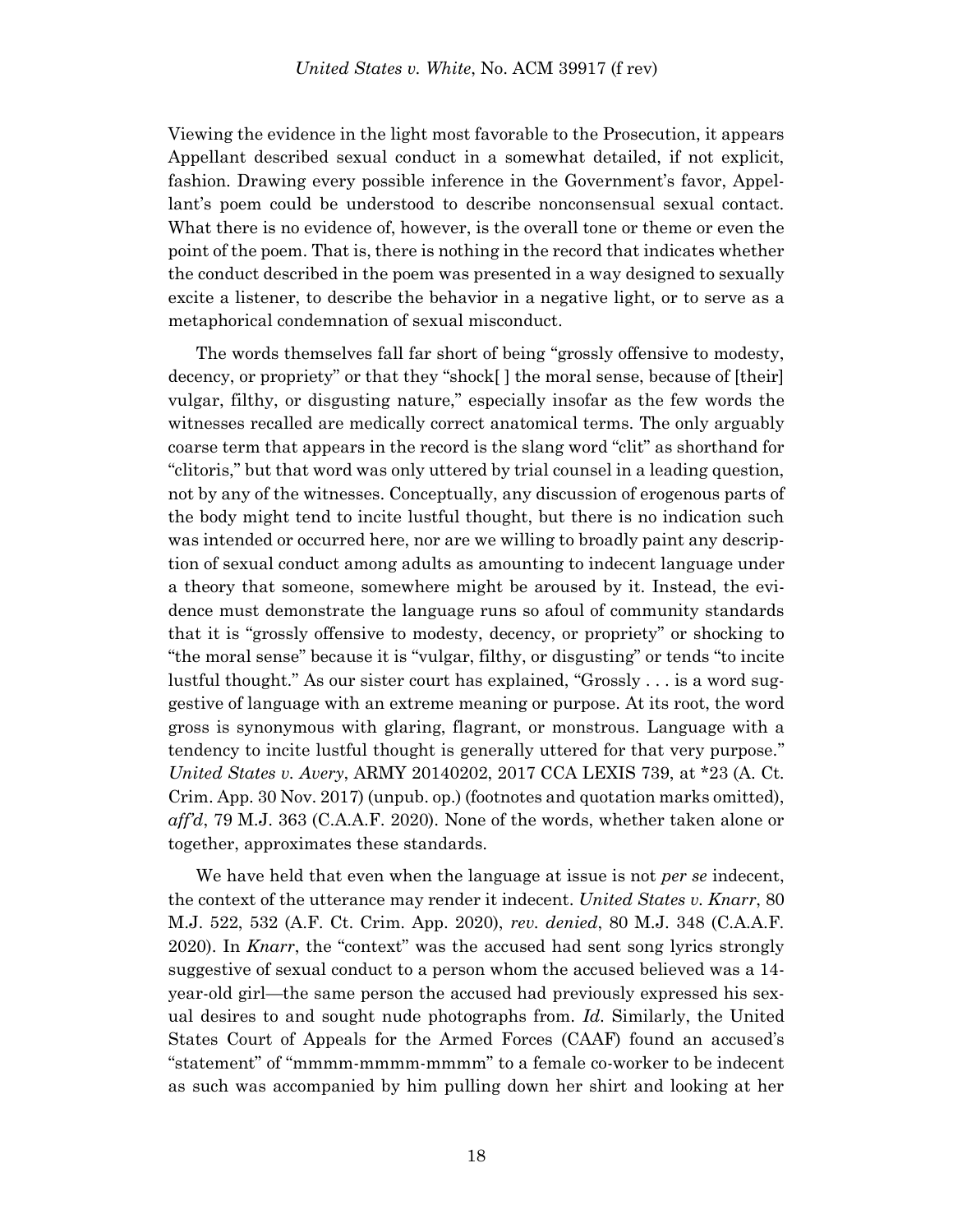Viewing the evidence in the light most favorable to the Prosecution, it appears Appellant described sexual conduct in a somewhat detailed, if not explicit, fashion. Drawing every possible inference in the Government's favor, Appellant's poem could be understood to describe nonconsensual sexual contact. What there is no evidence of, however, is the overall tone or theme or even the point of the poem. That is, there is nothing in the record that indicates whether the conduct described in the poem was presented in a way designed to sexually excite a listener, to describe the behavior in a negative light, or to serve as a metaphorical condemnation of sexual misconduct.

The words themselves fall far short of being "grossly offensive to modesty, decency, or propriety" or that they "shock[ ] the moral sense, because of [their] vulgar, filthy, or disgusting nature," especially insofar as the few words the witnesses recalled are medically correct anatomical terms. The only arguably coarse term that appears in the record is the slang word "clit" as shorthand for "clitoris," but that word was only uttered by trial counsel in a leading question, not by any of the witnesses. Conceptually, any discussion of erogenous parts of the body might tend to incite lustful thought, but there is no indication such was intended or occurred here, nor are we willing to broadly paint any description of sexual conduct among adults as amounting to indecent language under a theory that someone, somewhere might be aroused by it. Instead, the evidence must demonstrate the language runs so afoul of community standards that it is "grossly offensive to modesty, decency, or propriety" or shocking to "the moral sense" because it is "vulgar, filthy, or disgusting" or tends "to incite lustful thought." As our sister court has explained, "Grossly . . . is a word suggestive of language with an extreme meaning or purpose. At its root, the word gross is synonymous with glaring, flagrant, or monstrous. Language with a tendency to incite lustful thought is generally uttered for that very purpose." *United States v. Avery*, ARMY 20140202, 2017 CCA LEXIS 739, at *23 (A. Ct. Crim. App. 30 Nov. 2017) (unpub. op.) (footnotes and quotation marks omitted), *aff'd*, 79 M.J. 363 (C.A.A.F. 2020). None of the words, whether taken alone or together, approximates these standards.

We have held that even when the language at issue is not *per se* indecent, the context of the utterance may render it indecent. *United States v. Knarr*, 80 M.J. 522, 532 (A.F. Ct. Crim. App. 2020), *rev. denied*, 80 M.J. 348 (C.A.A.F. 2020). In *Knarr*, the "context" was the accused had sent song lyrics strongly suggestive of sexual conduct to a person whom the accused believed was a 14-year-old girl—the same person the accused had previously expressed his sexual desires to and sought nude photographs from. *Id.* Similarly, the United States Court of Appeals for the Armed Forces (CAAF) found an accused's "statement" of "mmmm-mmmm-mmmm" to a female co-worker to be indecent as such was accompanied by him pulling down her shirt and looking at her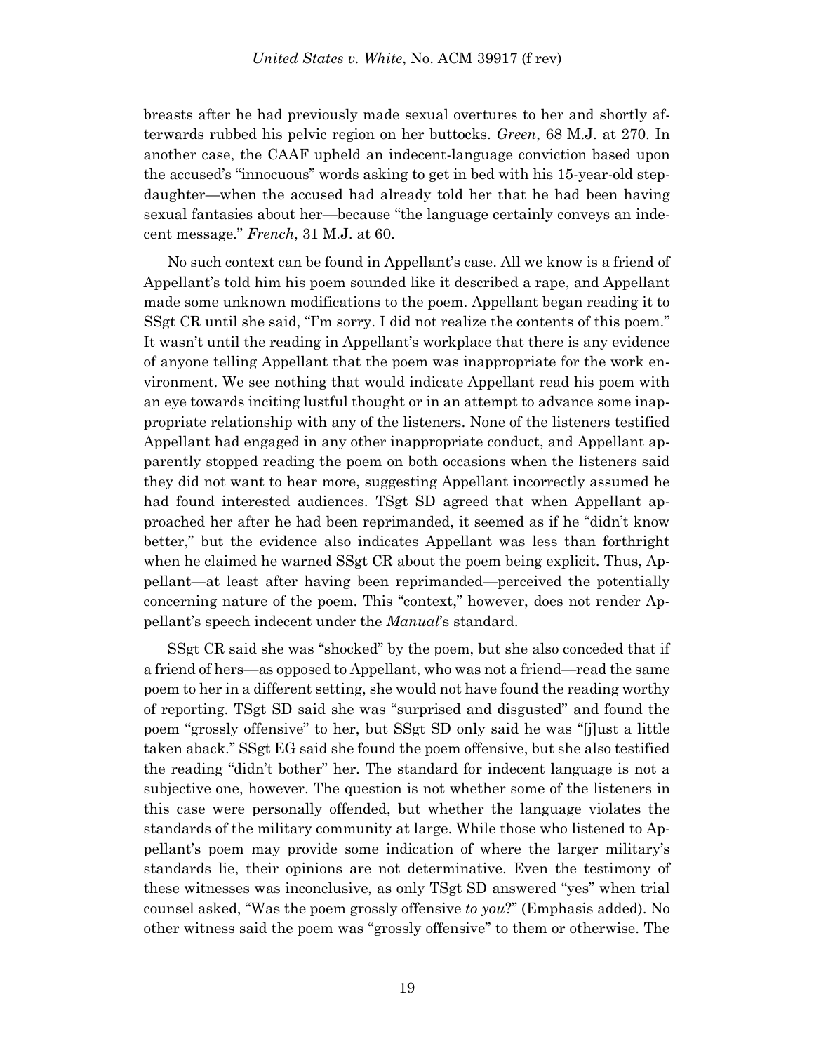breasts after he had previously made sexual overtures to her and shortly afterwards rubbed his pelvic region on her buttocks. *Green*, 68 M.J. at 270. In another case, the CAAF upheld an indecent-language conviction based upon the accused's "innocuous" words asking to get in bed with his 15-year-old stepdaughter—when the accused had already told her that he had been having sexual fantasies about her—because "the language certainly conveys an indecent message." *French*, 31 M.J. at 60.

No such context can be found in Appellant's case. All we know is a friend of Appellant's told him his poem sounded like it described a rape, and Appellant made some unknown modifications to the poem. Appellant began reading it to SSgt CR until she said, "I'm sorry. I did not realize the contents of this poem." It wasn't until the reading in Appellant's workplace that there is any evidence of anyone telling Appellant that the poem was inappropriate for the work environment. We see nothing that would indicate Appellant read his poem with an eye towards inciting lustful thought or in an attempt to advance some inappropriate relationship with any of the listeners. None of the listeners testified Appellant had engaged in any other inappropriate conduct, and Appellant apparently stopped reading the poem on both occasions when the listeners said they did not want to hear more, suggesting Appellant incorrectly assumed he had found interested audiences. TSgt SD agreed that when Appellant approached her after he had been reprimanded, it seemed as if he "didn't know better," but the evidence also indicates Appellant was less than forthright when he claimed he warned SSgt CR about the poem being explicit. Thus, Appellant—at least after having been reprimanded—perceived the potentially concerning nature of the poem. This "context," however, does not render Appellant's speech indecent under the *Manual*'s standard.

SSgt CR said she was "shocked" by the poem, but she also conceded that if a friend of hers—as opposed to Appellant, who was not a friend—read the same poem to her in a different setting, she would not have found the reading worthy of reporting. TSgt SD said she was "surprised and disgusted" and found the poem "grossly offensive" to her, but SSgt SD only said he was "[j]ust a little taken aback." SSgt EG said she found the poem offensive, but she also testified the reading "didn't bother" her. The standard for indecent language is not a subjective one, however. The question is not whether some of the listeners in this case were personally offended, but whether the language violates the standards of the military community at large. While those who listened to Appellant's poem may provide some indication of where the larger military's standards lie, their opinions are not determinative. Even the testimony of these witnesses was inconclusive, as only TSgt SD answered "yes" when trial counsel asked, "Was the poem grossly offensive *to you*?" (Emphasis added). No other witness said the poem was "grossly offensive" to them or otherwise. The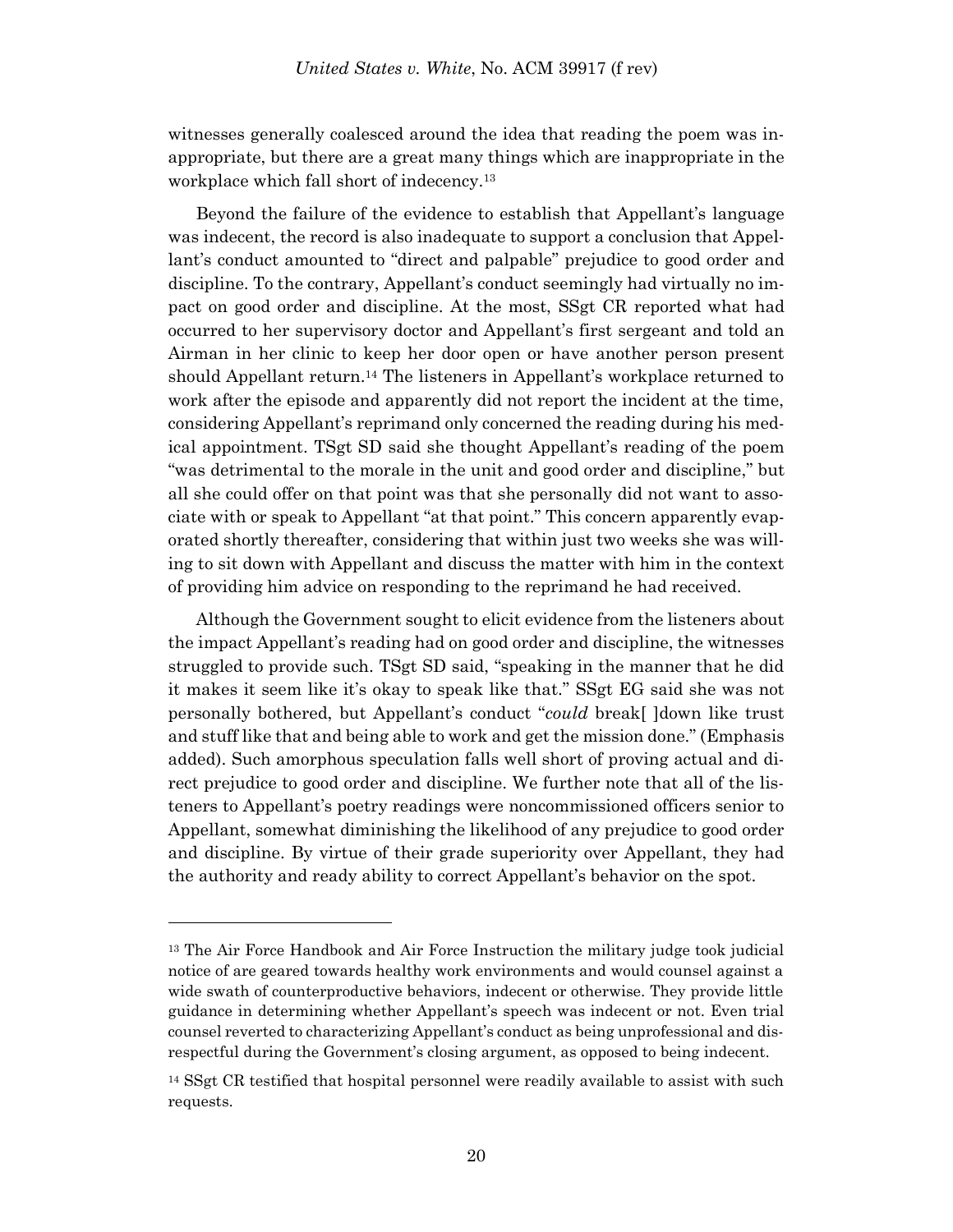witnesses generally coalesced around the idea that reading the poem was inappropriate, but there are a great many things which are inappropriate in the workplace which fall short of indecency.[13]

Beyond the failure of the evidence to establish that Appellant's language was indecent, the record is also inadequate to support a conclusion that Appellant's conduct amounted to "direct and palpable" prejudice to good order and discipline. To the contrary, Appellant's conduct seemingly had virtually no impact on good order and discipline. At the most, SSgt CR reported what had occurred to her supervisory doctor and Appellant's first sergeant and told an Airman in her clinic to keep her door open or have another person present should Appellant return.[14] The listeners in Appellant's workplace returned to work after the episode and apparently did not report the incident at the time, considering Appellant's reprimand only concerned the reading during his medical appointment. TSgt SD said she thought Appellant's reading of the poem "was detrimental to the morale in the unit and good order and discipline," but all she could offer on that point was that she personally did not want to associate with or speak to Appellant "at that point." This concern apparently evaporated shortly thereafter, considering that within just two weeks she was willing to sit down with Appellant and discuss the matter with him in the context of providing him advice on responding to the reprimand he had received.

Although the Government sought to elicit evidence from the listeners about the impact Appellant's reading had on good order and discipline, the witnesses struggled to provide such. TSgt SD said, "speaking in the manner that he did it makes it seem like it's okay to speak like that." SSgt EG said she was not personally bothered, but Appellant's conduct "*could* break[ ]down like trust and stuff like that and being able to work and get the mission done." (Emphasis added). Such amorphous speculation falls well short of proving actual and direct prejudice to good order and discipline. We further note that all of the listeners to Appellant's poetry readings were noncommissioned officers senior to Appellant, somewhat diminishing the likelihood of any prejudice to good order and discipline. By virtue of their grade superiority over Appellant, they had the authority and ready ability to correct Appellant's behavior on the spot.

---

[13] The Air Force Handbook and Air Force Instruction the military judge took judicial notice of are geared towards healthy work environments and would counsel against a wide swath of counterproductive behaviors, indecent or otherwise. They provide little guidance in determining whether Appellant's speech was indecent or not. Even trial counsel reverted to characterizing Appellant's conduct as being unprofessional and disrespectful during the Government's closing argument, as opposed to being indecent.

[14] SSgt CR testified that hospital personnel were readily available to assist with such requests.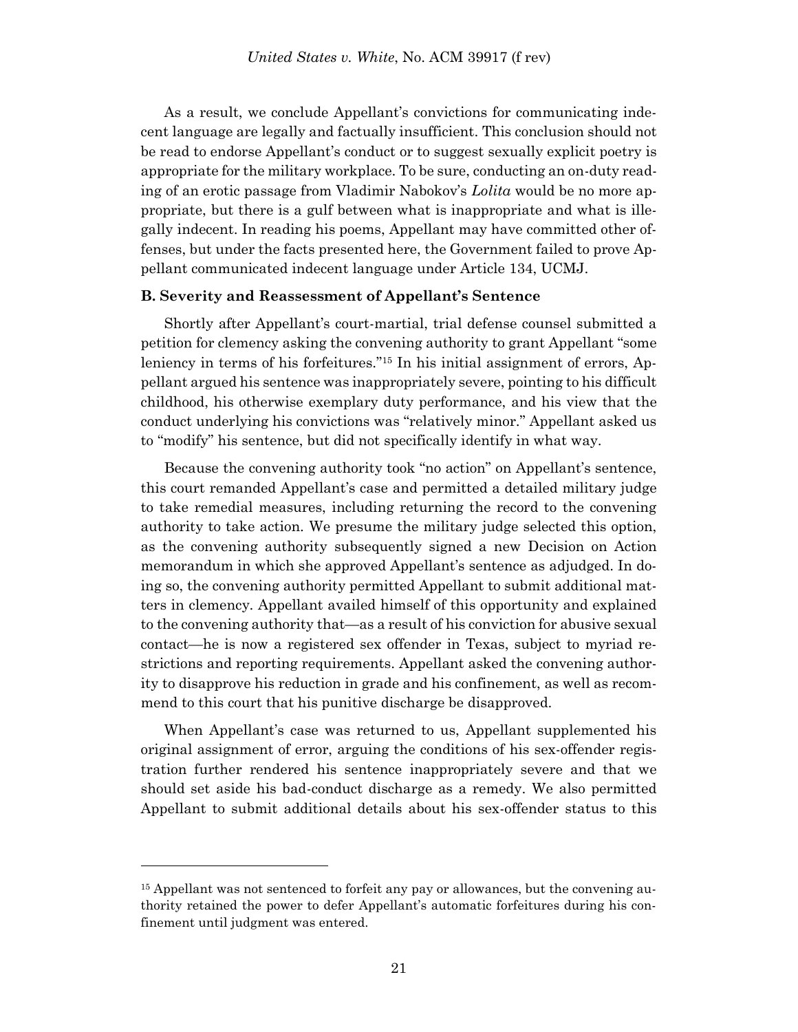As a result, we conclude Appellant's convictions for communicating indecent language are legally and factually insufficient. This conclusion should not be read to endorse Appellant's conduct or to suggest sexually explicit poetry is appropriate for the military workplace. To be sure, conducting an on-duty reading of an erotic passage from Vladimir Nabokov's *Lolita* would be no more appropriate, but there is a gulf between what is inappropriate and what is illegally indecent. In reading his poems, Appellant may have committed other offenses, but under the facts presented here, the Government failed to prove Appellant communicated indecent language under Article 134, UCMJ.

### B. Severity and Reassessment of Appellant's Sentence

Shortly after Appellant's court-martial, trial defense counsel submitted a petition for clemency asking the convening authority to grant Appellant "some leniency in terms of his forfeitures."[15] In his initial assignment of errors, Appellant argued his sentence was inappropriately severe, pointing to his difficult childhood, his otherwise exemplary duty performance, and his view that the conduct underlying his convictions was "relatively minor." Appellant asked us to "modify" his sentence, but did not specifically identify in what way.

Because the convening authority took "no action" on Appellant's sentence, this court remanded Appellant's case and permitted a detailed military judge to take remedial measures, including returning the record to the convening authority to take action. We presume the military judge selected this option, as the convening authority subsequently signed a new Decision on Action memorandum in which she approved Appellant's sentence as adjudged. In doing so, the convening authority permitted Appellant to submit additional matters in clemency. Appellant availed himself of this opportunity and explained to the convening authority that—as a result of his conviction for abusive sexual contact—he is now a registered sex offender in Texas, subject to myriad restrictions and reporting requirements. Appellant asked the convening authority to disapprove his reduction in grade and his confinement, as well as recommend to this court that his punitive discharge be disapproved.

When Appellant's case was returned to us, Appellant supplemented his original assignment of error, arguing the conditions of his sex-offender registration further rendered his sentence inappropriately severe and that we should set aside his bad-conduct discharge as a remedy. We also permitted Appellant to submit additional details about his sex-offender status to this

---

[15] Appellant was not sentenced to forfeit any pay or allowances, but the convening authority retained the power to defer Appellant's automatic forfeitures during his confinement until judgment was entered.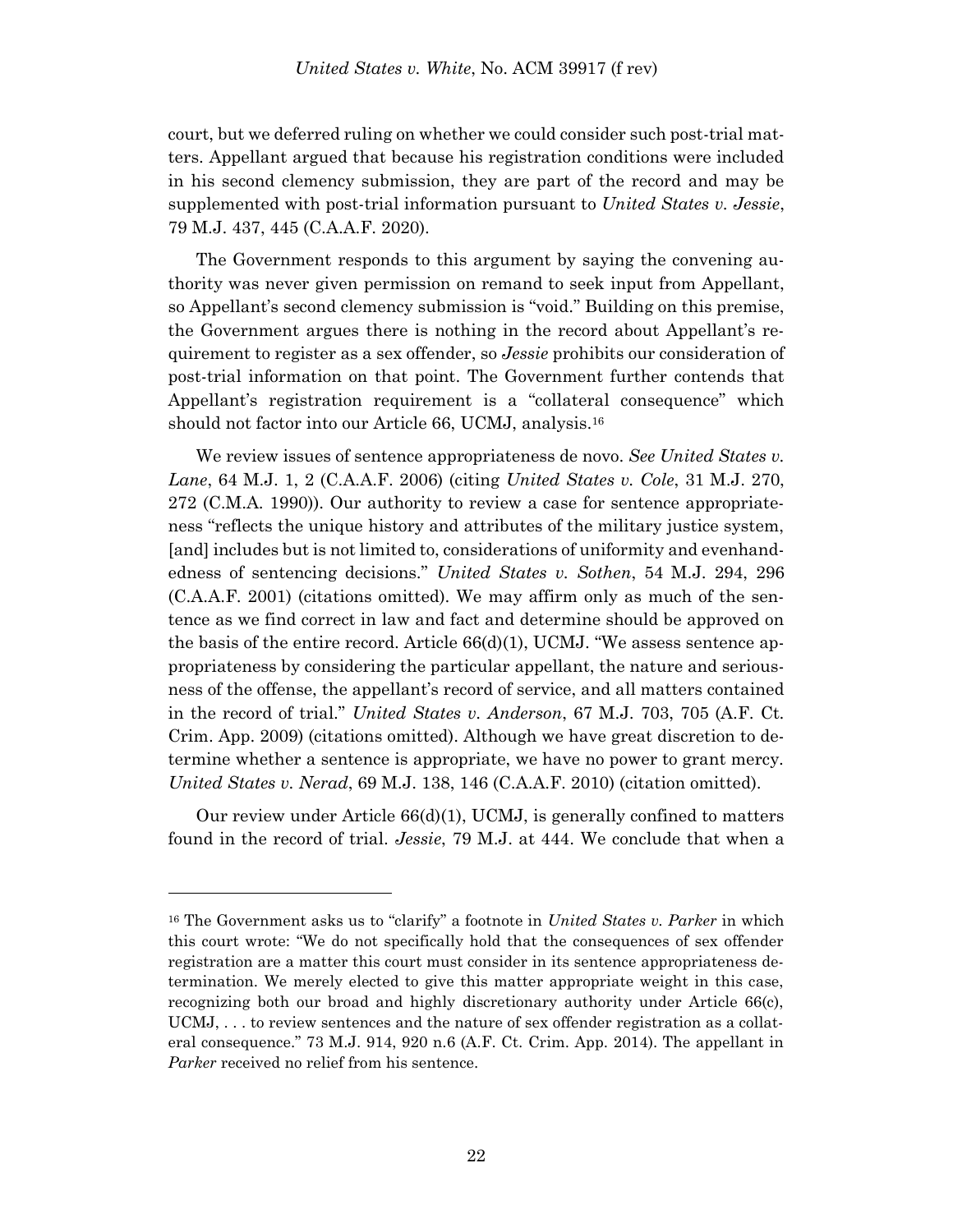court, but we deferred ruling on whether we could consider such post-trial matters. Appellant argued that because his registration conditions were included in his second clemency submission, they are part of the record and may be supplemented with post-trial information pursuant to *United States v. Jessie*, 79 M.J. 437, 445 (C.A.A.F. 2020).

The Government responds to this argument by saying the convening authority was never given permission on remand to seek input from Appellant, so Appellant's second clemency submission is "void." Building on this premise, the Government argues there is nothing in the record about Appellant's requirement to register as a sex offender, so *Jessie* prohibits our consideration of post-trial information on that point. The Government further contends that Appellant's registration requirement is a "collateral consequence" which should not factor into our Article 66, UCMJ, analysis.[16]

We review issues of sentence appropriateness de novo. *See United States v. Lane*, 64 M.J. 1, 2 (C.A.A.F. 2006) (citing *United States v. Cole*, 31 M.J. 270, 272 (C.M.A. 1990)). Our authority to review a case for sentence appropriateness "reflects the unique history and attributes of the military justice system, [and] includes but is not limited to, considerations of uniformity and evenhandedness of sentencing decisions." *United States v. Sothen*, 54 M.J. 294, 296 (C.A.A.F. 2001) (citations omitted). We may affirm only as much of the sentence as we find correct in law and fact and determine should be approved on the basis of the entire record. Article 66(d)(1), UCMJ. "We assess sentence appropriateness by considering the particular appellant, the nature and seriousness of the offense, the appellant's record of service, and all matters contained in the record of trial." *United States v. Anderson*, 67 M.J. 703, 705 (A.F. Ct. Crim. App. 2009) (citations omitted). Although we have great discretion to determine whether a sentence is appropriate, we have no power to grant mercy. *United States v. Nerad*, 69 M.J. 138, 146 (C.A.A.F. 2010) (citation omitted).

Our review under Article 66(d)(1), UCMJ, is generally confined to matters found in the record of trial. *Jessie*, 79 M.J. at 444. We conclude that when a

---

[16] The Government asks us to "clarify" a footnote in *United States v. Parker* in which this court wrote: "We do not specifically hold that the consequences of sex offender registration are a matter this court must consider in its sentence appropriateness determination. We merely elected to give this matter appropriate weight in this case, recognizing both our broad and highly discretionary authority under Article 66(c), UCMJ, . . . to review sentences and the nature of sex offender registration as a collateral consequence." 73 M.J. 914, 920 n.6 (A.F. Ct. Crim. App. 2014). The appellant in *Parker* received no relief from his sentence.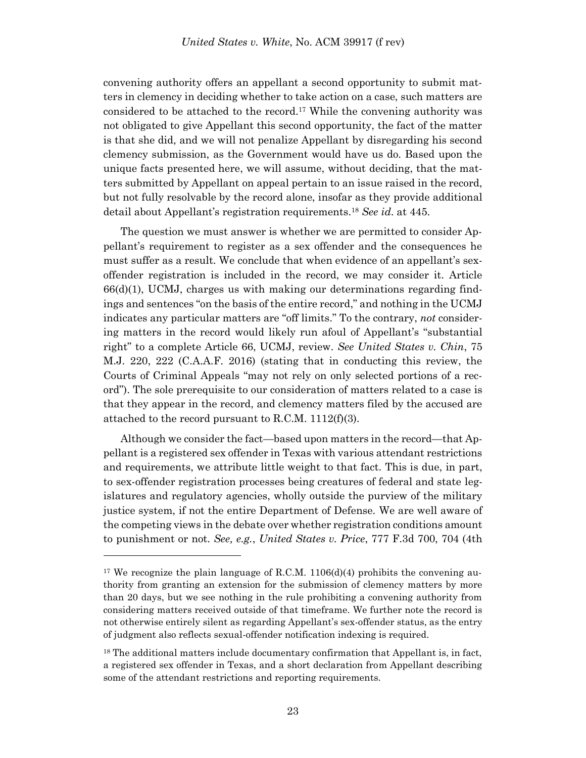convening authority offers an appellant a second opportunity to submit matters in clemency in deciding whether to take action on a case, such matters are considered to be attached to the record.[17] While the convening authority was not obligated to give Appellant this second opportunity, the fact of the matter is that she did, and we will not penalize Appellant by disregarding his second clemency submission, as the Government would have us do. Based upon the unique facts presented here, we will assume, without deciding, that the matters submitted by Appellant on appeal pertain to an issue raised in the record, but not fully resolvable by the record alone, insofar as they provide additional detail about Appellant's registration requirements.[18] *See id.* at 445.

The question we must answer is whether we are permitted to consider Appellant's requirement to register as a sex offender and the consequences he must suffer as a result. We conclude that when evidence of an appellant's sex-offender registration is included in the record, we may consider it. Article 66(d)(1), UCMJ, charges us with making our determinations regarding findings and sentences "on the basis of the entire record," and nothing in the UCMJ indicates any particular matters are "off limits." To the contrary, *not* considering matters in the record would likely run afoul of Appellant's "substantial right" to a complete Article 66, UCMJ, review. *See United States v. Chin*, 75 M.J. 220, 222 (C.A.A.F. 2016) (stating that in conducting this review, the Courts of Criminal Appeals "may not rely on only selected portions of a record"). The sole prerequisite to our consideration of matters related to a case is that they appear in the record, and clemency matters filed by the accused are attached to the record pursuant to R.C.M. 1112(f)(3).

Although we consider the fact—based upon matters in the record—that Appellant is a registered sex offender in Texas with various attendant restrictions and requirements, we attribute little weight to that fact. This is due, in part, to sex-offender registration processes being creatures of federal and state legislatures and regulatory agencies, wholly outside the purview of the military justice system, if not the entire Department of Defense. We are well aware of the competing views in the debate over whether registration conditions amount to punishment or not. *See, e.g.*, *United States v. Price*, 777 F.3d 700, 704 (4th

---

[17] We recognize the plain language of R.C.M. 1106(d)(4) prohibits the convening authority from granting an extension for the submission of clemency matters by more than 20 days, but we see nothing in the rule prohibiting a convening authority from considering matters received outside of that timeframe. We further note the record is not otherwise entirely silent as regarding Appellant's sex-offender status, as the entry of judgment also reflects sexual-offender notification indexing is required.

[18] The additional matters include documentary confirmation that Appellant is, in fact, a registered sex offender in Texas, and a short declaration from Appellant describing some of the attendant restrictions and reporting requirements.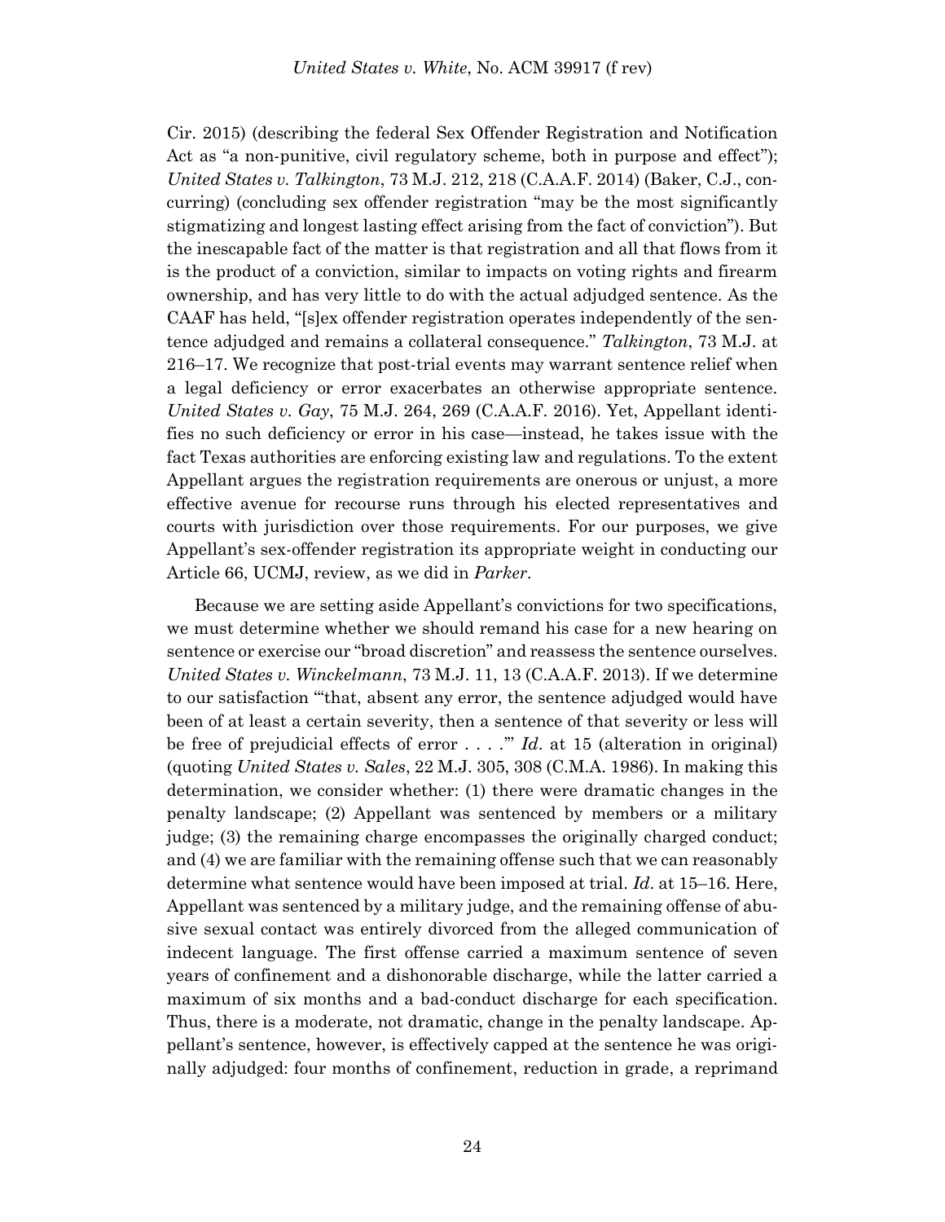Cir. 2015) (describing the federal Sex Offender Registration and Notification Act as "a non-punitive, civil regulatory scheme, both in purpose and effect"); *United States v. Talkington*, 73 M.J. 212, 218 (C.A.A.F. 2014) (Baker, C.J., concurring) (concluding sex offender registration "may be the most significantly stigmatizing and longest lasting effect arising from the fact of conviction"). But the inescapable fact of the matter is that registration and all that flows from it is the product of a conviction, similar to impacts on voting rights and firearm ownership, and has very little to do with the actual adjudged sentence. As the CAAF has held, "[s]ex offender registration operates independently of the sentence adjudged and remains a collateral consequence." *Talkington*, 73 M.J. at 216–17. We recognize that post-trial events may warrant sentence relief when a legal deficiency or error exacerbates an otherwise appropriate sentence. *United States v. Gay*, 75 M.J. 264, 269 (C.A.A.F. 2016). Yet, Appellant identifies no such deficiency or error in his case—instead, he takes issue with the fact Texas authorities are enforcing existing law and regulations. To the extent Appellant argues the registration requirements are onerous or unjust, a more effective avenue for recourse runs through his elected representatives and courts with jurisdiction over those requirements. For our purposes, we give Appellant's sex-offender registration its appropriate weight in conducting our Article 66, UCMJ, review, as we did in *Parker*.

Because we are setting aside Appellant's convictions for two specifications, we must determine whether we should remand his case for a new hearing on sentence or exercise our "broad discretion" and reassess the sentence ourselves. *United States v. Winckelmann*, 73 M.J. 11, 13 (C.A.A.F. 2013). If we determine to our satisfaction "'that, absent any error, the sentence adjudged would have been of at least a certain severity, then a sentence of that severity or less will be free of prejudicial effects of error . . . .'" *Id.* at 15 (alteration in original) (quoting *United States v. Sales*, 22 M.J. 305, 308 (C.M.A. 1986). In making this determination, we consider whether: (1) there were dramatic changes in the penalty landscape; (2) Appellant was sentenced by members or a military judge; (3) the remaining charge encompasses the originally charged conduct; and (4) we are familiar with the remaining offense such that we can reasonably determine what sentence would have been imposed at trial. *Id.* at 15–16. Here, Appellant was sentenced by a military judge, and the remaining offense of abusive sexual contact was entirely divorced from the alleged communication of indecent language. The first offense carried a maximum sentence of seven years of confinement and a dishonorable discharge, while the latter carried a maximum of six months and a bad-conduct discharge for each specification. Thus, there is a moderate, not dramatic, change in the penalty landscape. Appellant's sentence, however, is effectively capped at the sentence he was originally adjudged: four months of confinement, reduction in grade, a reprimand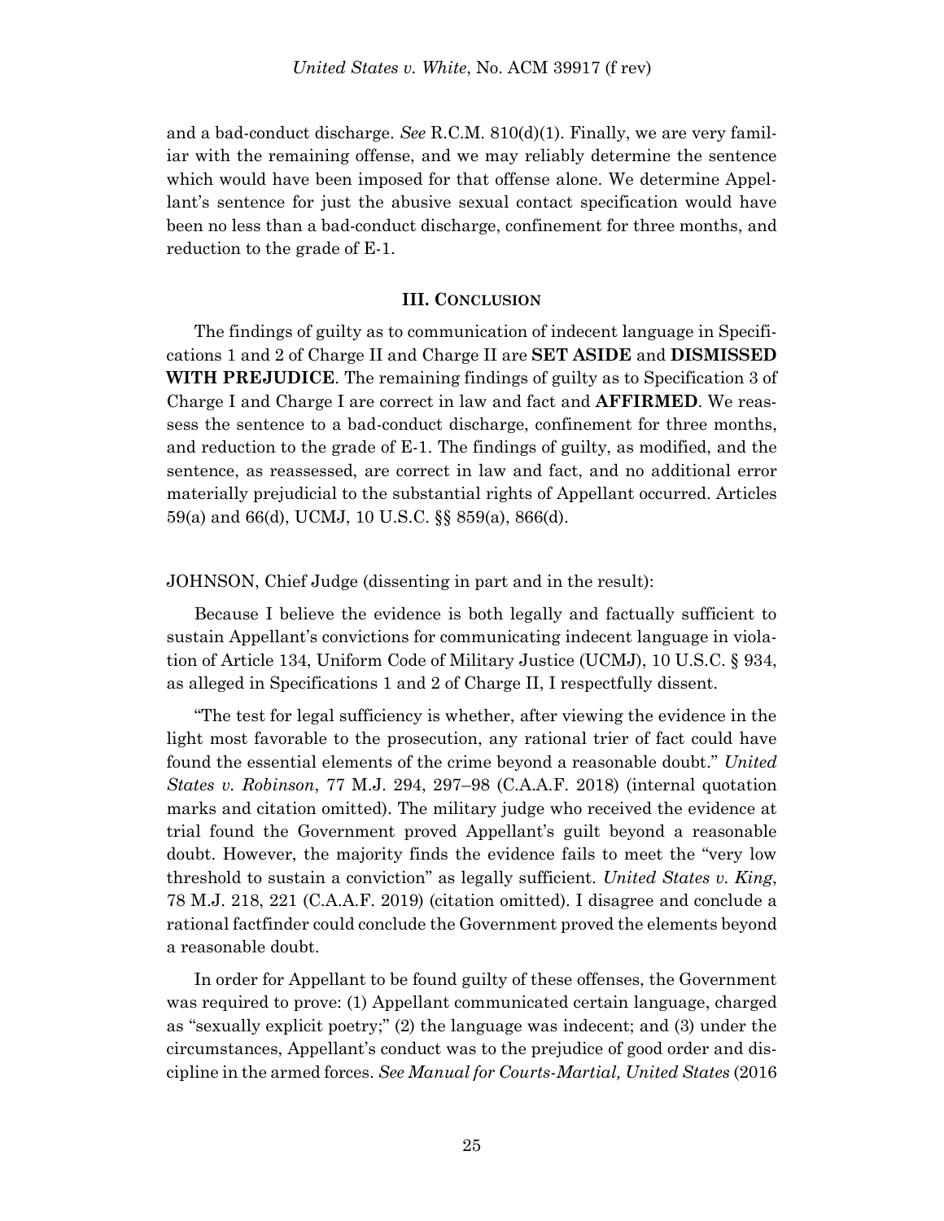and a bad-conduct discharge. *See* R.C.M. 810(d)(1). Finally, we are very familiar with the remaining offense, and we may reliably determine the sentence which would have been imposed for that offense alone. We determine Appellant's sentence for just the abusive sexual contact specification would have been no less than a bad-conduct discharge, confinement for three months, and reduction to the grade of E-1.

### III. Conclusion

The findings of guilty as to communication of indecent language in Specifications 1 and 2 of Charge II and Charge II are **SET ASIDE** and **DISMISSED WITH PREJUDICE**. The remaining findings of guilty as to Specification 3 of Charge I and Charge I are correct in law and fact and **AFFIRMED**. We reassess the sentence to a bad-conduct discharge, confinement for three months, and reduction to the grade of E-1. The findings of guilty, as modified, and the sentence, as reassessed, are correct in law and fact, and no additional error materially prejudicial to the substantial rights of Appellant occurred. Articles 59(a) and 66(d), UCMJ, 10 U.S.C. §§ 859(a), 866(d).

JOHNSON, Chief Judge (dissenting in part and in the result):

Because I believe the evidence is both legally and factually sufficient to sustain Appellant's convictions for communicating indecent language in violation of Article 134, Uniform Code of Military Justice (UCMJ), 10 U.S.C. § 934, as alleged in Specifications 1 and 2 of Charge II, I respectfully dissent.

"The test for legal sufficiency is whether, after viewing the evidence in the light most favorable to the prosecution, any rational trier of fact could have found the essential elements of the crime beyond a reasonable doubt." *United States v. Robinson*, 77 M.J. 294, 297–98 (C.A.A.F. 2018) (internal quotation marks and citation omitted). The military judge who received the evidence at trial found the Government proved Appellant's guilt beyond a reasonable doubt. However, the majority finds the evidence fails to meet the "very low threshold to sustain a conviction" as legally sufficient. *United States v. King*, 78 M.J. 218, 221 (C.A.A.F. 2019) (citation omitted). I disagree and conclude a rational factfinder could conclude the Government proved the elements beyond a reasonable doubt.

In order for Appellant to be found guilty of these offenses, the Government was required to prove: (1) Appellant communicated certain language, charged as "sexually explicit poetry;" (2) the language was indecent; and (3) under the circumstances, Appellant's conduct was to the prejudice of good order and discipline in the armed forces. *See Manual for Courts-Martial, United States* (2016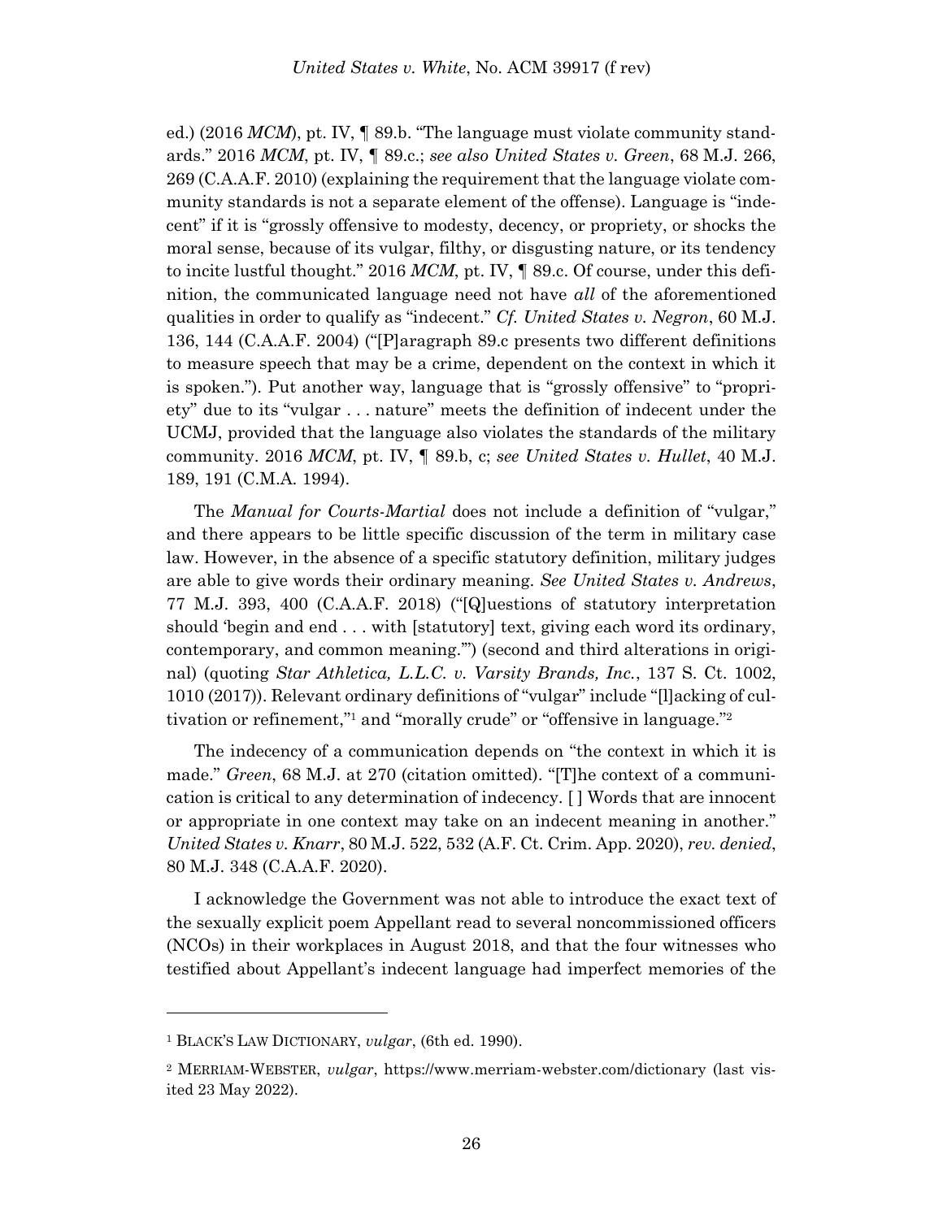ed.) (2016 *MCM*), pt. IV, ¶ 89.b. "The language must violate community standards." 2016 *MCM*, pt. IV, ¶ 89.c.; *see also United States v. Green*, 68 M.J. 266, 269 (C.A.A.F. 2010) (explaining the requirement that the language violate community standards is not a separate element of the offense). Language is "indecent" if it is "grossly offensive to modesty, decency, or propriety, or shocks the moral sense, because of its vulgar, filthy, or disgusting nature, or its tendency to incite lustful thought." 2016 *MCM*, pt. IV, ¶ 89.c. Of course, under this definition, the communicated language need not have *all* of the aforementioned qualities in order to qualify as "indecent." *Cf. United States v. Negron*, 60 M.J. 136, 144 (C.A.A.F. 2004) ("[P]aragraph 89.c presents two different definitions to measure speech that may be a crime, dependent on the context in which it is spoken."). Put another way, language that is "grossly offensive" to "propriety" due to its "vulgar . . . nature" meets the definition of indecent under the UCMJ, provided that the language also violates the standards of the military community. 2016 *MCM*, pt. IV, ¶ 89.b, c; *see United States v. Hullet*, 40 M.J. 189, 191 (C.M.A. 1994).

The *Manual for Courts-Martial* does not include a definition of "vulgar," and there appears to be little specific discussion of the term in military case law. However, in the absence of a specific statutory definition, military judges are able to give words their ordinary meaning. *See United States v. Andrews*, 77 M.J. 393, 400 (C.A.A.F. 2018) ("[Q]uestions of statutory interpretation should 'begin and end . . . with [statutory] text, giving each word its ordinary, contemporary, and common meaning.'") (second and third alterations in original) (quoting *Star Athletica, L.L.C. v. Varsity Brands, Inc.*, 137 S. Ct. 1002, 1010 (2017)). Relevant ordinary definitions of "vulgar" include "[l]acking of cultivation or refinement,"[1] and "morally crude" or "offensive in language."[2]

The indecency of a communication depends on "the context in which it is made." *Green*, 68 M.J. at 270 (citation omitted). "[T]he context of a communication is critical to any determination of indecency. [ ] Words that are innocent or appropriate in one context may take on an indecent meaning in another." *United States v. Knarr*, 80 M.J. 522, 532 (A.F. Ct. Crim. App. 2020), *rev. denied*, 80 M.J. 348 (C.A.A.F. 2020).

I acknowledge the Government was not able to introduce the exact text of the sexually explicit poem Appellant read to several noncommissioned officers (NCOs) in their workplaces in August 2018, and that the four witnesses who testified about Appellant's indecent language had imperfect memories of the

---

[1] BLACK'S LAW DICTIONARY, *vulgar*, (6th ed. 1990).

[2] MERRIAM-WEBSTER, *vulgar*, https://www.merriam-webster.com/dictionary (last visited 23 May 2022).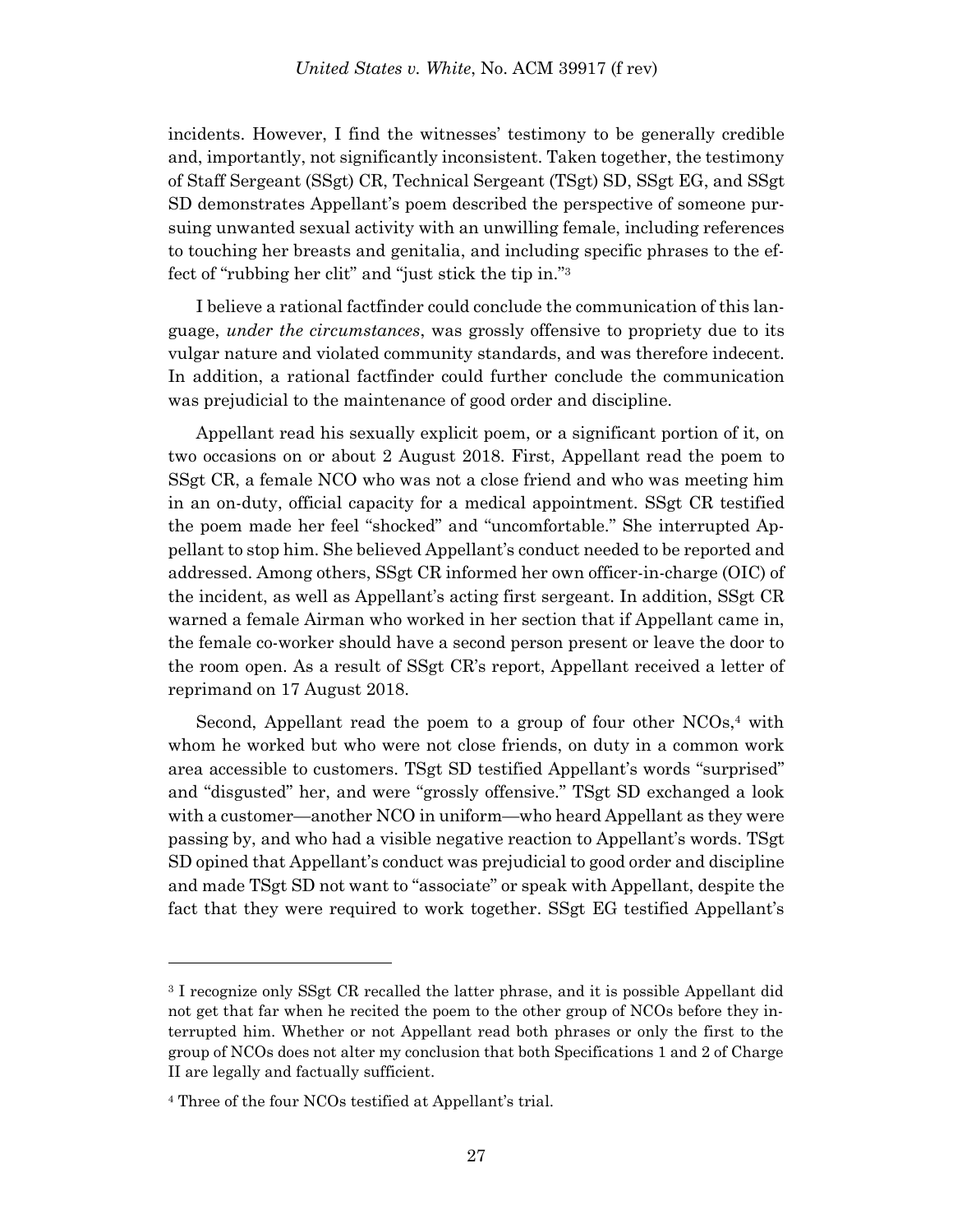incidents. However, I find the witnesses' testimony to be generally credible and, importantly, not significantly inconsistent. Taken together, the testimony of Staff Sergeant (SSgt) CR, Technical Sergeant (TSgt) SD, SSgt EG, and SSgt SD demonstrates Appellant's poem described the perspective of someone pursuing unwanted sexual activity with an unwilling female, including references to touching her breasts and genitalia, and including specific phrases to the effect of "rubbing her clit" and "just stick the tip in."[3]

I believe a rational factfinder could conclude the communication of this language, *under the circumstances*, was grossly offensive to propriety due to its vulgar nature and violated community standards, and was therefore indecent. In addition, a rational factfinder could further conclude the communication was prejudicial to the maintenance of good order and discipline.

Appellant read his sexually explicit poem, or a significant portion of it, on two occasions on or about 2 August 2018. First, Appellant read the poem to SSgt CR, a female NCO who was not a close friend and who was meeting him in an on-duty, official capacity for a medical appointment. SSgt CR testified the poem made her feel "shocked" and "uncomfortable." She interrupted Appellant to stop him. She believed Appellant's conduct needed to be reported and addressed. Among others, SSgt CR informed her own officer-in-charge (OIC) of the incident, as well as Appellant's acting first sergeant. In addition, SSgt CR warned a female Airman who worked in her section that if Appellant came in, the female co-worker should have a second person present or leave the door to the room open. As a result of SSgt CR's report, Appellant received a letter of reprimand on 17 August 2018.

Second, Appellant read the poem to a group of four other NCOs,[4] with whom he worked but who were not close friends, on duty in a common work area accessible to customers. TSgt SD testified Appellant's words "surprised" and "disgusted" her, and were "grossly offensive." TSgt SD exchanged a look with a customer—another NCO in uniform—who heard Appellant as they were passing by, and who had a visible negative reaction to Appellant's words. TSgt SD opined that Appellant's conduct was prejudicial to good order and discipline and made TSgt SD not want to "associate" or speak with Appellant, despite the fact that they were required to work together. SSgt EG testified Appellant's

---

[3] I recognize only SSgt CR recalled the latter phrase, and it is possible Appellant did not get that far when he recited the poem to the other group of NCOs before they interrupted him. Whether or not Appellant read both phrases or only the first to the group of NCOs does not alter my conclusion that both Specifications 1 and 2 of Charge II are legally and factually sufficient.

[4] Three of the four NCOs testified at Appellant's trial.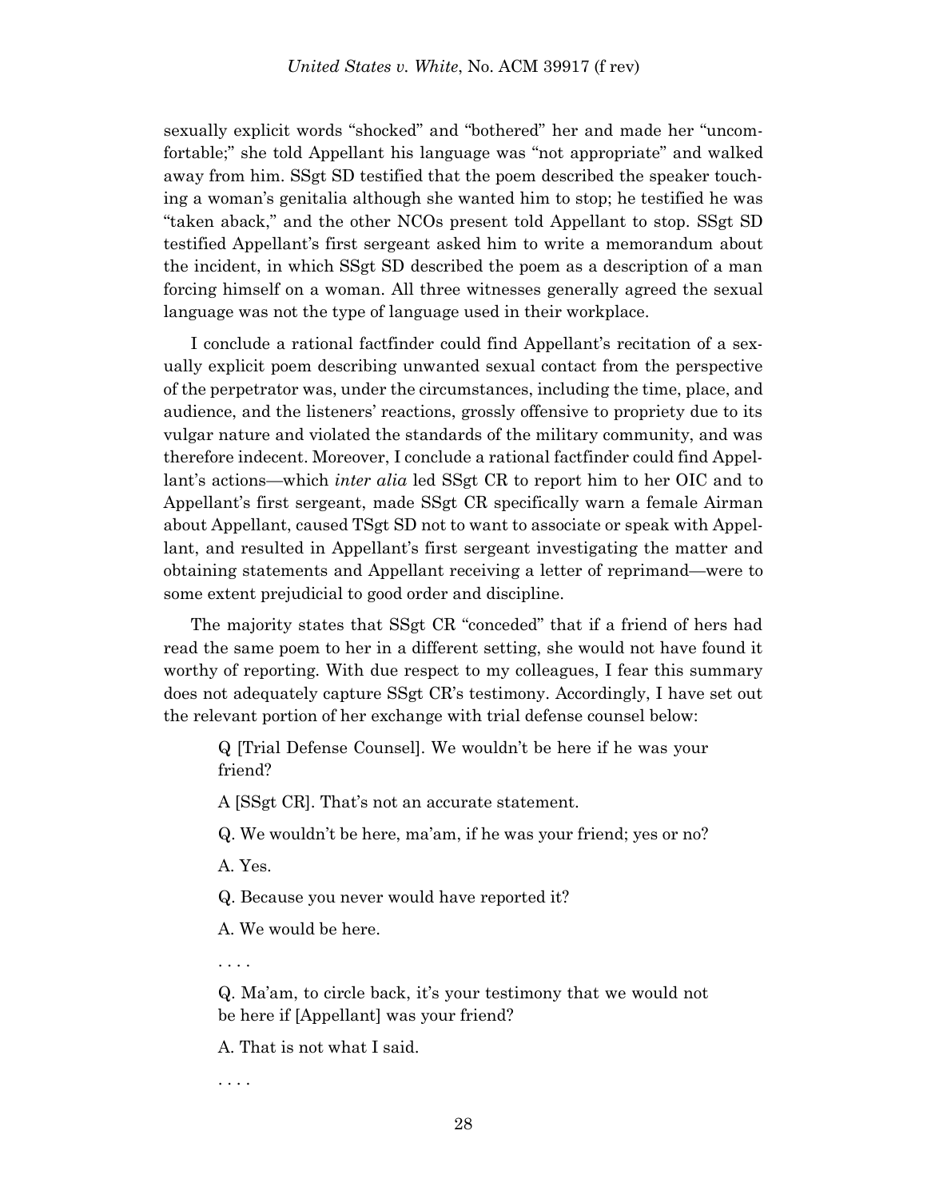sexually explicit words "shocked" and "bothered" her and made her "uncomfortable;" she told Appellant his language was "not appropriate" and walked away from him. SSgt SD testified that the poem described the speaker touching a woman's genitalia although she wanted him to stop; he testified he was "taken aback," and the other NCOs present told Appellant to stop. SSgt SD testified Appellant's first sergeant asked him to write a memorandum about the incident, in which SSgt SD described the poem as a description of a man forcing himself on a woman. All three witnesses generally agreed the sexual language was not the type of language used in their workplace.

I conclude a rational factfinder could find Appellant's recitation of a sexually explicit poem describing unwanted sexual contact from the perspective of the perpetrator was, under the circumstances, including the time, place, and audience, and the listeners' reactions, grossly offensive to propriety due to its vulgar nature and violated the standards of the military community, and was therefore indecent. Moreover, I conclude a rational factfinder could find Appellant's actions—which *inter alia* led SSgt CR to report him to her OIC and to Appellant's first sergeant, made SSgt CR specifically warn a female Airman about Appellant, caused TSgt SD not to want to associate or speak with Appellant, and resulted in Appellant's first sergeant investigating the matter and obtaining statements and Appellant receiving a letter of reprimand—were to some extent prejudicial to good order and discipline.

The majority states that SSgt CR "conceded" that if a friend of hers had read the same poem to her in a different setting, she would not have found it worthy of reporting. With due respect to my colleagues, I fear this summary does not adequately capture SSgt CR's testimony. Accordingly, I have set out the relevant portion of her exchange with trial defense counsel below:

> Q [Trial Defense Counsel]. We wouldn't be here if he was your friend?
>
> A [SSgt CR]. That's not an accurate statement.
>
> Q. We wouldn't be here, ma'am, if he was your friend; yes or no?
>
> A. Yes.
>
> Q. Because you never would have reported it?
>
> A. We would be here.
>
> . . . .
>
> Q. Ma'am, to circle back, it's your testimony that we would not be here if [Appellant] was your friend?
>
> A. That is not what I said.
>
> . . . .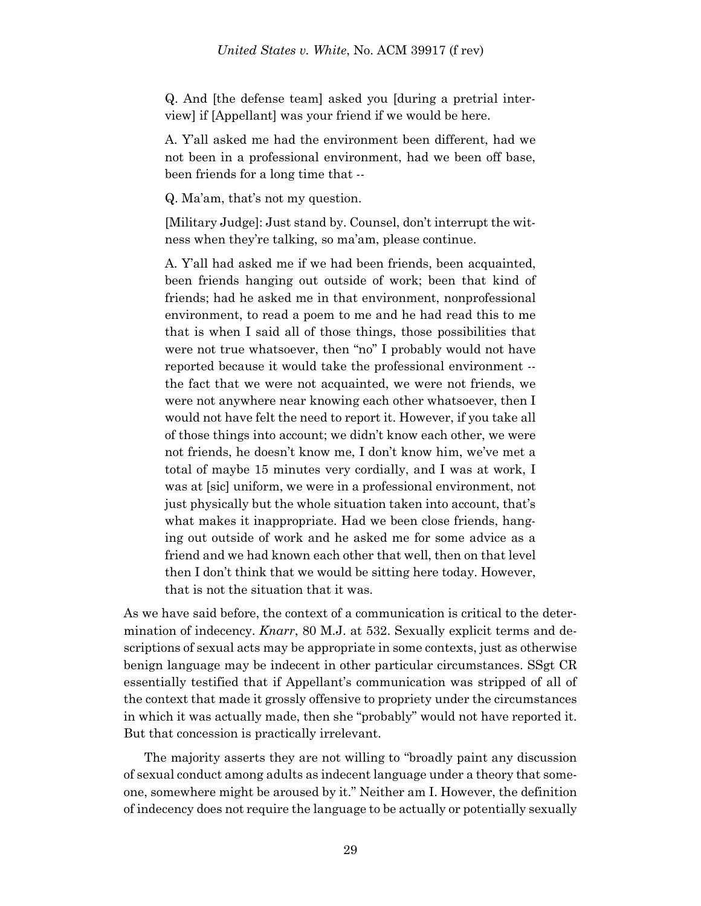> Q. And [the defense team] asked you [during a pretrial interview] if [Appellant] was your friend if we would be here.
>
> A. Y'all asked me had the environment been different, had we not been in a professional environment, had we been off base, been friends for a long time that --
>
> Q. Ma'am, that's not my question.
>
> [Military Judge]: Just stand by. Counsel, don't interrupt the witness when they're talking, so ma'am, please continue.
>
> A. Y'all had asked me if we had been friends, been acquainted, been friends hanging out outside of work; been that kind of friends; had he asked me in that environment, nonprofessional environment, to read a poem to me and he had read this to me that is when I said all of those things, those possibilities that were not true whatsoever, then "no" I probably would not have reported because it would take the professional environment -- the fact that we were not acquainted, we were not friends, we were not anywhere near knowing each other whatsoever, then I would not have felt the need to report it. However, if you take all of those things into account; we didn't know each other, we were not friends, he doesn't know me, I don't know him, we've met a total of maybe 15 minutes very cordially, and I was at work, I was at [sic] uniform, we were in a professional environment, not just physically but the whole situation taken into account, that's what makes it inappropriate. Had we been close friends, hanging out outside of work and he asked me for some advice as a friend and we had known each other that well, then on that level then I don't think that we would be sitting here today. However, that is not the situation that it was.

As we have said before, the context of a communication is critical to the determination of indecency. *Knarr*, 80 M.J. at 532. Sexually explicit terms and descriptions of sexual acts may be appropriate in some contexts, just as otherwise benign language may be indecent in other particular circumstances. SSgt CR essentially testified that if Appellant's communication was stripped of all of the context that made it grossly offensive to propriety under the circumstances in which it was actually made, then she "probably" would not have reported it. But that concession is practically irrelevant.

The majority asserts they are not willing to "broadly paint any discussion of sexual conduct among adults as indecent language under a theory that someone, somewhere might be aroused by it." Neither am I. However, the definition of indecency does not require the language to be actually or potentially sexually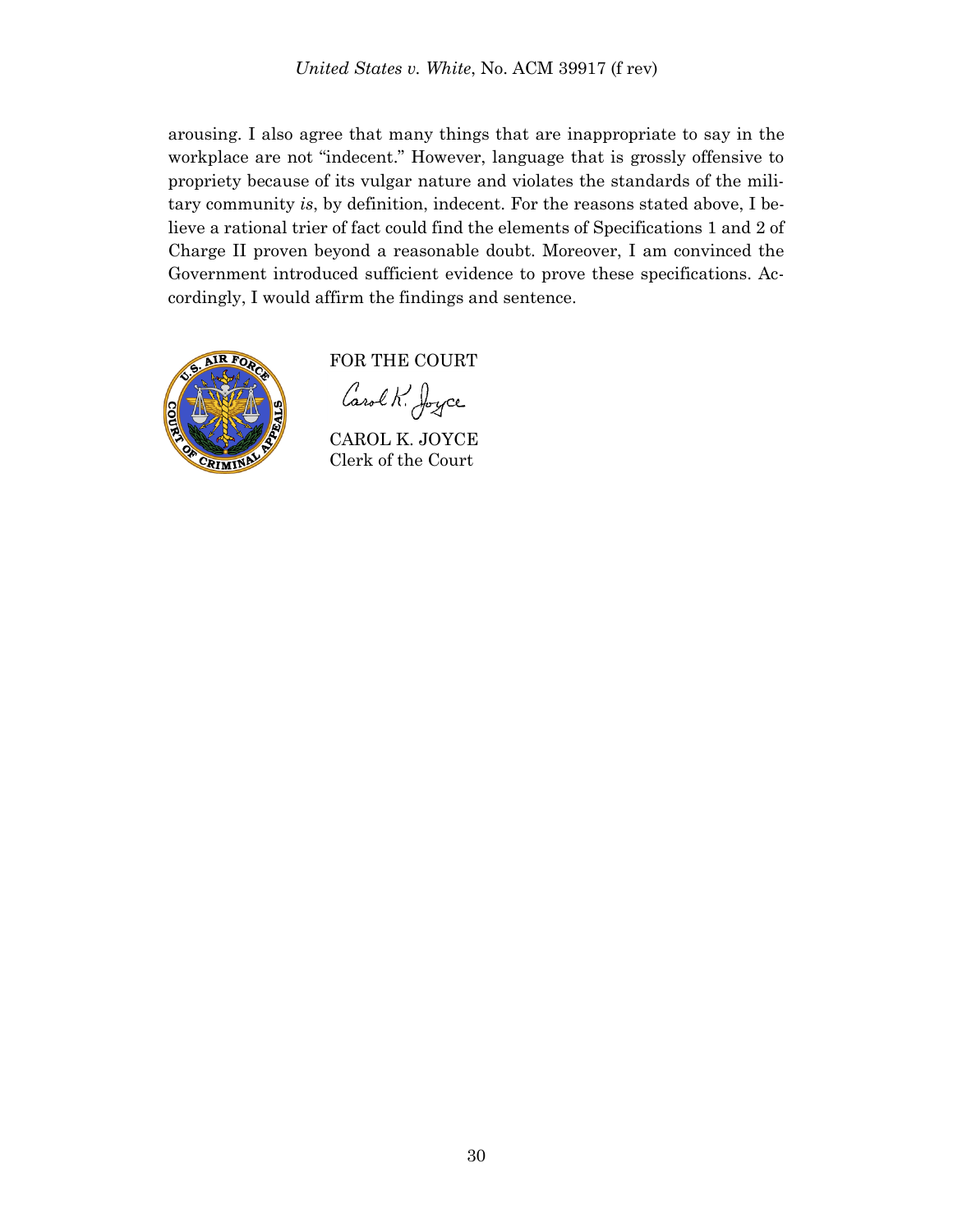arousing. I also agree that many things that are inappropriate to say in the workplace are not "indecent." However, language that is grossly offensive to propriety because of its vulgar nature and violates the standards of the military community *is*, by definition, indecent. For the reasons stated above, I believe a rational trier of fact could find the elements of Specifications 1 and 2 of Charge II proven beyond a reasonable doubt. Moreover, I am convinced the Government introduced sufficient evidence to prove these specifications. Accordingly, I would affirm the findings and sentence.

FOR THE COURT

CAROL K. JOYCE
Clerk of the Court